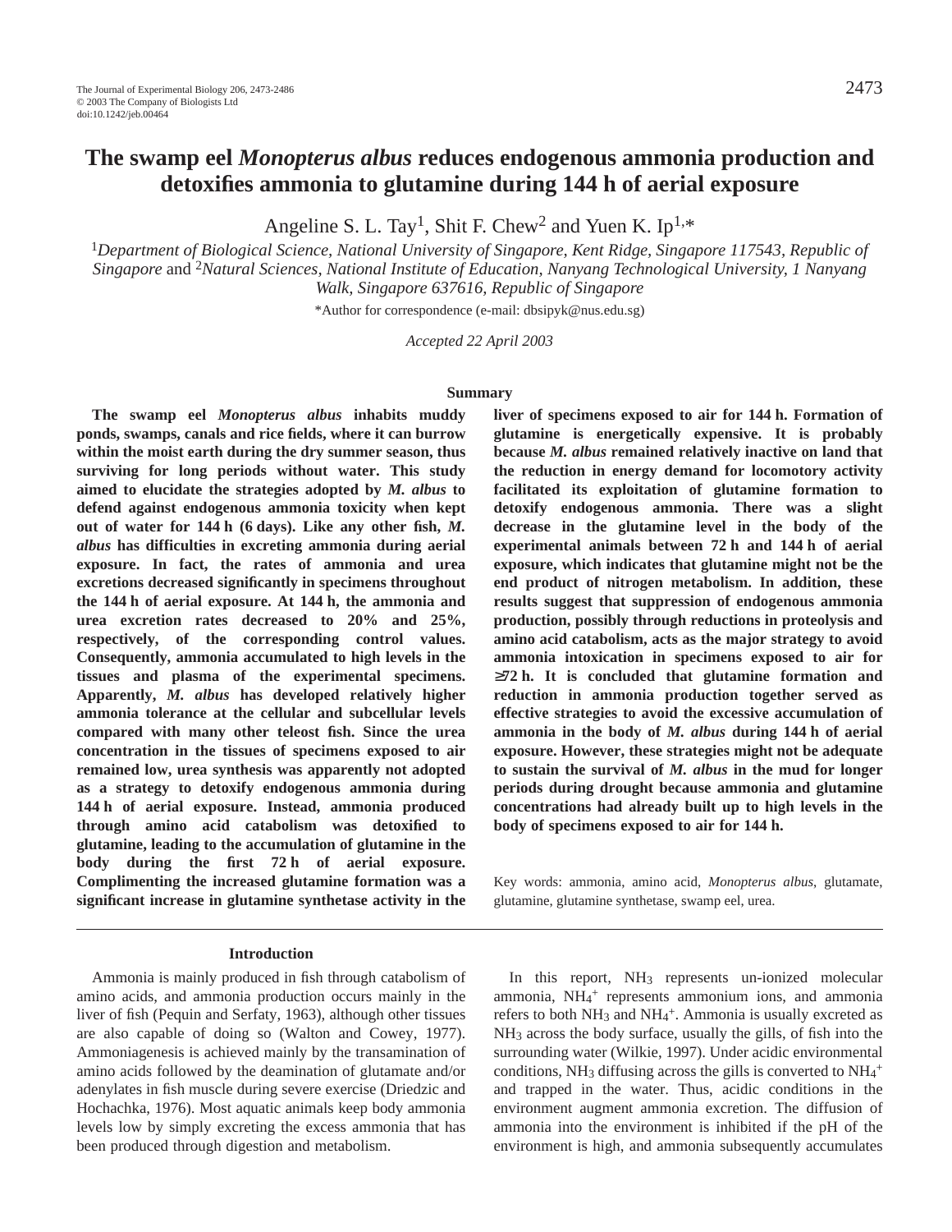# The swamp eel *Monopterus albus* reduces endogenous ammonia production and detoxifies ammonia to glutamine during 144 h of aerial exposure

Angeline S. L. Tay[1], Shit F. Chew[2] and Yuen K. Ip[1,*]

[1]*Department of Biological Science, National University of Singapore, Kent Ridge, Singapore 117543, Republic of Singapore* and [2]*Natural Sciences, National Institute of Education, Nanyang Technological University, 1 Nanyang Walk, Singapore 637616, Republic of Singapore*

*Author for correspondence (e-mail: dbsipyk@nus.edu.sg)

*Accepted 22 April 2003*

## Summary

**The swamp eel *Monopterus albus* inhabits muddy ponds, swamps, canals and rice fields, where it can burrow within the moist earth during the dry summer season, thus surviving for long periods without water. This study aimed to elucidate the strategies adopted by *M. albus* to defend against endogenous ammonia toxicity when kept out of water for 144 h (6 days). Like any other fish, *M. albus* has difficulties in excreting ammonia during aerial exposure. In fact, the rates of ammonia and urea excretions decreased significantly in specimens throughout the 144 h of aerial exposure. At 144 h, the ammonia and urea excretion rates decreased to 20% and 25%, respectively, of the corresponding control values. Consequently, ammonia accumulated to high levels in the tissues and plasma of the experimental specimens. Apparently, *M. albus* has developed relatively higher ammonia tolerance at the cellular and subcellular levels compared with many other teleost fish. Since the urea concentration in the tissues of specimens exposed to air remained low, urea synthesis was apparently not adopted as a strategy to detoxify endogenous ammonia during 144 h of aerial exposure. Instead, ammonia produced through amino acid catabolism was detoxified to glutamine, leading to the accumulation of glutamine in the body during the first 72 h of aerial exposure. Complimenting the increased glutamine formation was a significant increase in glutamine synthetase activity in the liver of specimens exposed to air for 144 h. Formation of glutamine is energetically expensive. It is probably because *M. albus* remained relatively inactive on land that the reduction in energy demand for locomotory activity facilitated its exploitation of glutamine formation to detoxify endogenous ammonia. There was a slight decrease in the glutamine level in the body of the experimental animals between 72 h and 144 h of aerial exposure, which indicates that glutamine might not be the end product of nitrogen metabolism. In addition, these results suggest that suppression of endogenous ammonia production, possibly through reductions in proteolysis and amino acid catabolism, acts as the major strategy to avoid ammonia intoxication in specimens exposed to air for ≥72 h. It is concluded that glutamine formation and reduction in ammonia production together served as effective strategies to avoid the excessive accumulation of ammonia in the body of *M. albus* during 144 h of aerial exposure. However, these strategies might not be adequate to sustain the survival of *M. albus* in the mud for longer periods during drought because ammonia and glutamine concentrations had already built up to high levels in the body of specimens exposed to air for 144 h.**

Key words: ammonia, amino acid, *Monopterus albus*, glutamate, glutamine, glutamine synthetase, swamp eel, urea.

## Introduction

Ammonia is mainly produced in fish through catabolism of amino acids, and ammonia production occurs mainly in the liver of fish (Pequin and Serfaty, 1963), although other tissues are also capable of doing so (Walton and Cowey, 1977). Ammoniagenesis is achieved mainly by the transamination of amino acids followed by the deamination of glutamate and/or adenylates in fish muscle during severe exercise (Driedzic and Hochachka, 1976). Most aquatic animals keep body ammonia levels low by simply excreting the excess ammonia that has been produced through digestion and metabolism.

In this report, $NH_3$ represents un-ionized molecular ammonia, $NH_4^+$ represents ammonium ions, and ammonia refers to both $NH_3$ and $NH_4^+$. Ammonia is usually excreted as $NH_3$ across the body surface, usually the gills, of fish into the surrounding water (Wilkie, 1997). Under acidic environmental conditions, $NH_3$ diffusing across the gills is converted to $NH_4^+$ and trapped in the water. Thus, acidic conditions in the environment augment ammonia excretion. The diffusion of ammonia into the environment is inhibited if the pH of the environment is high, and ammonia subsequently accumulates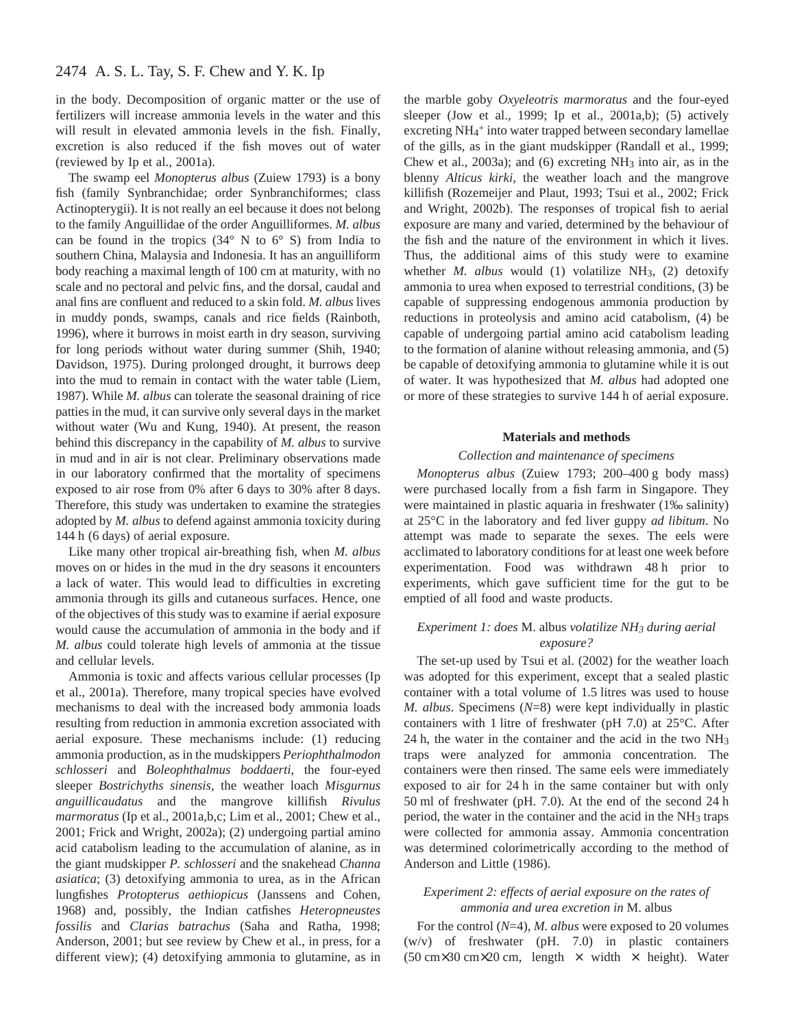in the body. Decomposition of organic matter or the use of fertilizers will increase ammonia levels in the water and this will result in elevated ammonia levels in the fish. Finally, excretion is also reduced if the fish moves out of water (reviewed by Ip et al., 2001a).

The swamp eel *Monopterus albus* (Zuiew 1793) is a bony fish (family Synbranchidae; order Synbranchiformes; class Actinopterygii). It is not really an eel because it does not belong to the family Anguillidae of the order Anguilliformes. *M. albus* can be found in the tropics (34° N to 6° S) from India to southern China, Malaysia and Indonesia. It has an anguilliform body reaching a maximal length of 100 cm at maturity, with no scale and no pectoral and pelvic fins, and the dorsal, caudal and anal fins are confluent and reduced to a skin fold. *M. albus* lives in muddy ponds, swamps, canals and rice fields (Rainboth, 1996), where it burrows in moist earth in dry season, surviving for long periods without water during summer (Shih, 1940; Davidson, 1975). During prolonged drought, it burrows deep into the mud to remain in contact with the water table (Liem, 1987). While *M. albus* can tolerate the seasonal draining of rice patties in the mud, it can survive only several days in the market without water (Wu and Kung, 1940). At present, the reason behind this discrepancy in the capability of *M. albus* to survive in mud and in air is not clear. Preliminary observations made in our laboratory confirmed that the mortality of specimens exposed to air rose from 0% after 6 days to 30% after 8 days. Therefore, this study was undertaken to examine the strategies adopted by *M. albus* to defend against ammonia toxicity during 144 h (6 days) of aerial exposure.

Like many other tropical air-breathing fish, when *M. albus* moves on or hides in the mud in the dry seasons it encounters a lack of water. This would lead to difficulties in excreting ammonia through its gills and cutaneous surfaces. Hence, one of the objectives of this study was to examine if aerial exposure would cause the accumulation of ammonia in the body and if *M. albus* could tolerate high levels of ammonia at the tissue and cellular levels.

Ammonia is toxic and affects various cellular processes (Ip et al., 2001a). Therefore, many tropical species have evolved mechanisms to deal with the increased body ammonia loads resulting from reduction in ammonia excretion associated with aerial exposure. These mechanisms include: (1) reducing ammonia production, as in the mudskippers *Periophthalmodon schlosseri* and *Boleophthalmus boddaerti*, the four-eyed sleeper *Bostrichyths sinensis*, the weather loach *Misgurnus anguillicaudatus* and the mangrove killifish *Rivulus marmoratus* (Ip et al., 2001a,b,c; Lim et al., 2001; Chew et al., 2001; Frick and Wright, 2002a); (2) undergoing partial amino acid catabolism leading to the accumulation of alanine, as in the giant mudskipper *P. schlosseri* and the snakehead *Channa asiatica*; (3) detoxifying ammonia to urea, as in the African lungfishes *Protopterus aethiopicus* (Janssens and Cohen, 1968) and, possibly, the Indian catfishes *Heteropneustes fossilis* and *Clarias batrachus* (Saha and Ratha, 1998; Anderson, 2001; but see review by Chew et al., in press, for a different view); (4) detoxifying ammonia to glutamine, as in the marble goby *Oxyeleotris marmoratus* and the four-eyed sleeper (Jow et al., 1999; Ip et al., 2001a,b); (5) actively excreting $NH_4^+$ into water trapped between secondary lamellae of the gills, as in the giant mudskipper (Randall et al., 1999; Chew et al., 2003a); and (6) excreting $NH_3$ into air, as in the blenny *Alticus kirki*, the weather loach and the mangrove killifish (Rozemeijer and Plaut, 1993; Tsui et al., 2002; Frick and Wright, 2002b). The responses of tropical fish to aerial exposure are many and varied, determined by the behaviour of the fish and the nature of the environment in which it lives. Thus, the additional aims of this study were to examine whether *M. albus* would (1) volatilize $NH_3$, (2) detoxify ammonia to urea when exposed to terrestrial conditions, (3) be capable of suppressing endogenous ammonia production by reductions in proteolysis and amino acid catabolism, (4) be capable of undergoing partial amino acid catabolism leading to the formation of alanine without releasing ammonia, and (5) be capable of detoxifying ammonia to glutamine while it is out of water. It was hypothesized that *M. albus* had adopted one or more of these strategies to survive 144 h of aerial exposure.

## Materials and methods

### *Collection and maintenance of specimens*

*Monopterus albus* (Zuiew 1793; 200–400 g body mass) were purchased locally from a fish farm in Singapore. They were maintained in plastic aquaria in freshwater (1‰ salinity) at 25°C in the laboratory and fed liver guppy *ad libitum*. No attempt was made to separate the sexes. The eels were acclimated to laboratory conditions for at least one week before experimentation. Food was withdrawn 48 h prior to experiments, which gave sufficient time for the gut to be emptied of all food and waste products.

### *Experiment 1: does* M. albus *volatilize $NH_3$ during aerial exposure?*

The set-up used by Tsui et al. (2002) for the weather loach was adopted for this experiment, except that a sealed plastic container with a total volume of 1.5 litres was used to house *M. albus*. Specimens (*N*=8) were kept individually in plastic containers with 1 litre of freshwater (pH 7.0) at 25°C. After 24 h, the water in the container and the acid in the two $NH_3$ traps were analyzed for ammonia concentration. The containers were then rinsed. The same eels were immediately exposed to air for 24 h in the same container but with only 50 ml of freshwater (pH. 7.0). At the end of the second 24 h period, the water in the container and the acid in the $NH_3$ traps were collected for ammonia assay. Ammonia concentration was determined colorimetrically according to the method of Anderson and Little (1986).

### *Experiment 2: effects of aerial exposure on the rates of ammonia and urea excretion in* M. albus

For the control (*N*=4), *M. albus* were exposed to 20 volumes (w/v) of freshwater (pH. 7.0) in plastic containers (50 cm×30 cm×20 cm, length × width × height). Water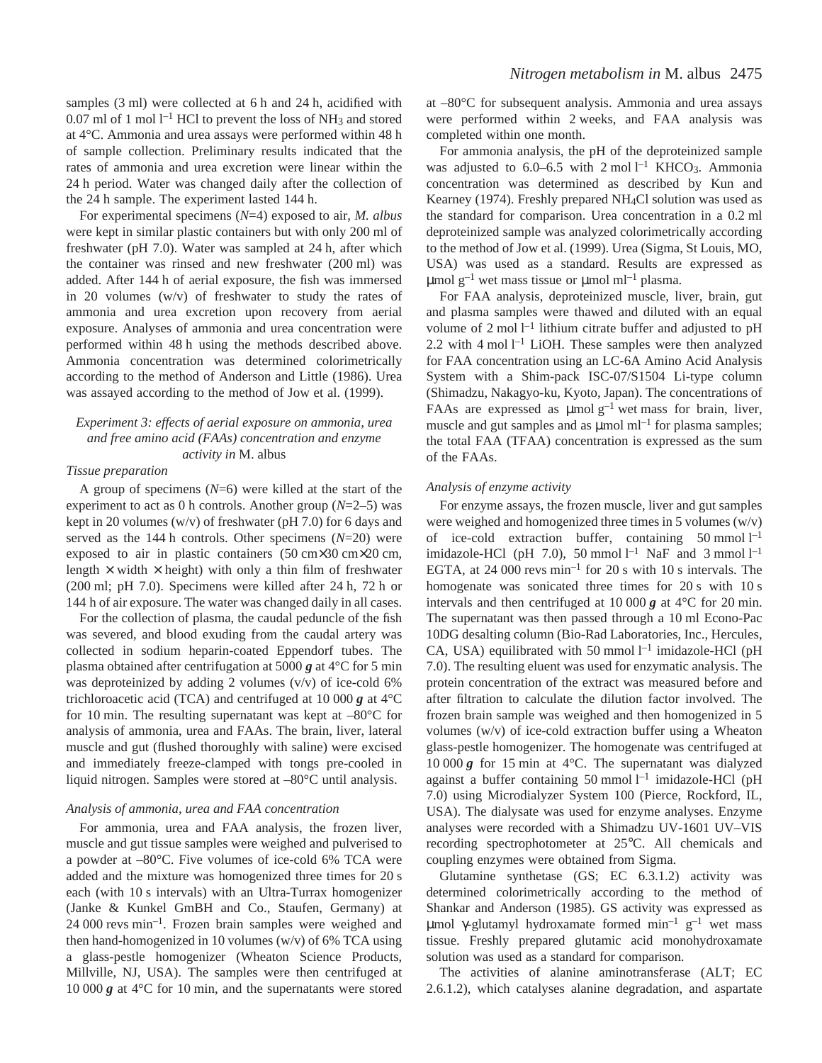samples (3 ml) were collected at 6 h and 24 h, acidified with 0.07 ml of 1 mol $l^{-1}$ HCl to prevent the loss of $NH_3$ and stored at 4°C. Ammonia and urea assays were performed within 48 h of sample collection. Preliminary results indicated that the rates of ammonia and urea excretion were linear within the 24 h period. Water was changed daily after the collection of the 24 h sample. The experiment lasted 144 h.

For experimental specimens (*N*=4) exposed to air, *M. albus* were kept in similar plastic containers but with only 200 ml of freshwater (pH 7.0). Water was sampled at 24 h, after which the container was rinsed and new freshwater (200 ml) was added. After 144 h of aerial exposure, the fish was immersed in 20 volumes (w/v) of freshwater to study the rates of ammonia and urea excretion upon recovery from aerial exposure. Analyses of ammonia and urea concentration were performed within 48 h using the methods described above. Ammonia concentration was determined colorimetrically according to the method of Anderson and Little (1986). Urea was assayed according to the method of Jow et al. (1999).

### *Experiment 3: effects of aerial exposure on ammonia, urea and free amino acid (FAAs) concentration and enzyme activity in* M. albus

#### *Tissue preparation*

A group of specimens (*N*=6) were killed at the start of the experiment to act as 0 h controls. Another group (*N*=2–5) was kept in 20 volumes (w/v) of freshwater (pH 7.0) for 6 days and served as the 144 h controls. Other specimens (*N*=20) were exposed to air in plastic containers (50 cm×30 cm×20 cm, length × width × height) with only a thin film of freshwater (200 ml; pH 7.0). Specimens were killed after 24 h, 72 h or 144 h of air exposure. The water was changed daily in all cases.

For the collection of plasma, the caudal peduncle of the fish was severed, and blood exuding from the caudal artery was collected in sodium heparin-coated Eppendorf tubes. The plasma obtained after centrifugation at 5000 ***g*** at 4°C for 5 min was deproteinized by adding 2 volumes (v/v) of ice-cold 6% trichloroacetic acid (TCA) and centrifuged at 10 000 ***g*** at 4°C for 10 min. The resulting supernatant was kept at –80°C for analysis of ammonia, urea and FAAs. The brain, liver, lateral muscle and gut (flushed thoroughly with saline) were excised and immediately freeze-clamped with tongs pre-cooled in liquid nitrogen. Samples were stored at –80°C until analysis.

#### *Analysis of ammonia, urea and FAA concentration*

For ammonia, urea and FAA analysis, the frozen liver, muscle and gut tissue samples were weighed and pulverised to a powder at –80°C. Five volumes of ice-cold 6% TCA were added and the mixture was homogenized three times for 20 s each (with 10 s intervals) with an Ultra-Turrax homogenizer (Janke & Kunkel GmBH and Co., Staufen, Germany) at 24 000 revs $min^{-1}$. Frozen brain samples were weighed and then hand-homogenized in 10 volumes (w/v) of 6% TCA using a glass-pestle homogenizer (Wheaton Science Products, Millville, NJ, USA). The samples were then centrifuged at 10 000 ***g*** at 4°C for 10 min, and the supernatants were stored at –80°C for subsequent analysis. Ammonia and urea assays were performed within 2 weeks, and FAA analysis was completed within one month.

For ammonia analysis, the pH of the deproteinized sample was adjusted to 6.0–6.5 with 2 mol $l^{-1}$ $KHCO_3$. Ammonia concentration was determined as described by Kun and Kearney (1974). Freshly prepared $NH_4Cl$ solution was used as the standard for comparison. Urea concentration in a 0.2 ml deproteinized sample was analyzed colorimetrically according to the method of Jow et al. (1999). Urea (Sigma, St Louis, MO, USA) was used as a standard. Results are expressed as μmol $g^{-1}$ wet mass tissue or μmol $ml^{-1}$ plasma.

For FAA analysis, deproteinized muscle, liver, brain, gut and plasma samples were thawed and diluted with an equal volume of 2 mol $l^{-1}$ lithium citrate buffer and adjusted to pH 2.2 with 4 mol $l^{-1}$ LiOH. These samples were then analyzed for FAA concentration using an LC-6A Amino Acid Analysis System with a Shim-pack ISC-07/S1504 Li-type column (Shimadzu, Nakagyo-ku, Kyoto, Japan). The concentrations of FAAs are expressed as μmol $g^{-1}$ wet mass for brain, liver, muscle and gut samples and as μmol $ml^{-1}$ for plasma samples; the total FAA (TFAA) concentration is expressed as the sum of the FAAs.

#### *Analysis of enzyme activity*

For enzyme assays, the frozen muscle, liver and gut samples were weighed and homogenized three times in 5 volumes (w/v) of ice-cold extraction buffer, containing 50 mmol $l^{-1}$ imidazole-HCl (pH 7.0), 50 mmol $l^{-1}$ NaF and 3 mmol $l^{-1}$ EGTA, at 24 000 revs $min^{-1}$ for 20 s with 10 s intervals. The homogenate was sonicated three times for 20 s with 10 s intervals and then centrifuged at 10 000 ***g*** at 4°C for 20 min. The supernatant was then passed through a 10 ml Econo-Pac 10DG desalting column (Bio-Rad Laboratories, Inc., Hercules, CA, USA) equilibrated with 50 mmol $l^{-1}$ imidazole-HCl (pH 7.0). The resulting eluent was used for enzymatic analysis. The protein concentration of the extract was measured before and after filtration to calculate the dilution factor involved. The frozen brain sample was weighed and then homogenized in 5 volumes (w/v) of ice-cold extraction buffer using a Wheaton glass-pestle homogenizer. The homogenate was centrifuged at 10 000 ***g*** for 15 min at 4°C. The supernatant was dialyzed against a buffer containing 50 mmol $l^{-1}$ imidazole-HCl (pH 7.0) using Microdialyzer System 100 (Pierce, Rockford, IL, USA). The dialysate was used for enzyme analyses. Enzyme analyses were recorded with a Shimadzu UV-1601 UV–VIS recording spectrophotometer at 25°C. All chemicals and coupling enzymes were obtained from Sigma.

Glutamine synthetase (GS; EC 6.3.1.2) activity was determined colorimetrically according to the method of Shankar and Anderson (1985). GS activity was expressed as μmol γ-glutamyl hydroxamate formed $min^{-1}$ $g^{-1}$ wet mass tissue. Freshly prepared glutamic acid monohydroxamate solution was used as a standard for comparison.

The activities of alanine aminotransferase (ALT; EC 2.6.1.2), which catalyses alanine degradation, and aspartate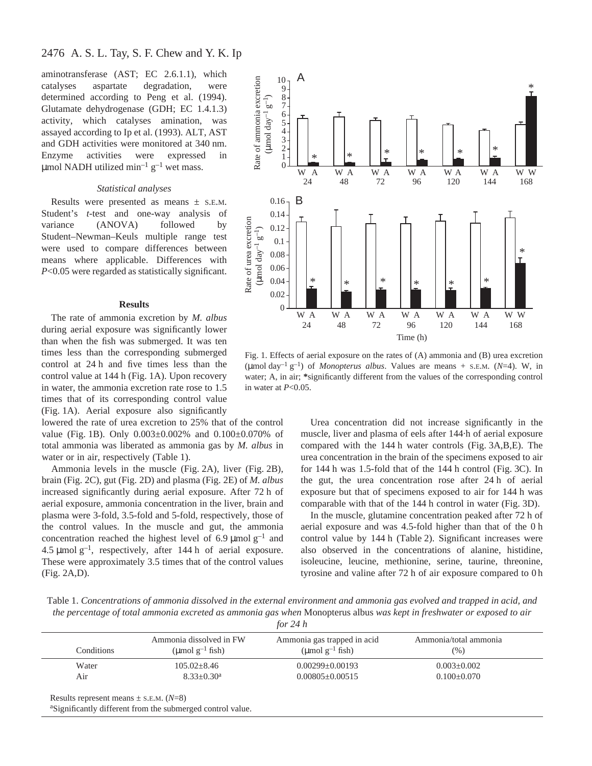aminotransferase (AST; EC 2.6.1.1), which catalyses aspartate degradation, were determined according to Peng et al. (1994). Glutamate dehydrogenase (GDH; EC 1.4.1.3) activity, which catalyses amination, was assayed according to Ip et al. (1993). ALT, AST and GDH activities were monitored at 340 nm. Enzyme activities were expressed in μmol NADH utilized $min^{-1}$ $g^{-1}$ wet mass.

### *Statistical analyses*

Results were presented as means ± S.E.M. Student's *t*-test and one-way analysis of variance (ANOVA) followed by Student–Newman–Keuls multiple range test were used to compare differences between means where applicable. Differences with $P<0.05$ were regarded as statistically significant.

## Results

The rate of ammonia excretion by *M. albus* during aerial exposure was significantly lower than when the fish was submerged. It was ten times less than the corresponding submerged control at 24 h and five times less than the control value at 144 h (Fig. 1A). Upon recovery in water, the ammonia excretion rate rose to 1.5 times that of its corresponding control value (Fig. 1A). Aerial exposure also significantly lowered the rate of urea excretion to 25% that of the control value (Fig. 1B). Only 0.003±0.002% and 0.100±0.070% of total ammonia was liberated as ammonia gas by *M. albus* in water or in air, respectively (Table 1).

Ammonia levels in the muscle (Fig. 2A), liver (Fig. 2B), brain (Fig. 2C), gut (Fig. 2D) and plasma (Fig. 2E) of *M. albus* increased significantly during aerial exposure. After 72 h of aerial exposure, ammonia concentration in the liver, brain and plasma were 3-fold, 3.5-fold and 5-fold, respectively, those of the control values. In the muscle and gut, the ammonia concentration reached the highest level of 6.9 μmol $g^{-1}$ and 4.5 μmol $g^{-1}$, respectively, after 144 h of aerial exposure. These were approximately 3.5 times that of the control values (Fig. 2A,D).

Fig. 1. Effects of aerial exposure on the rates of (A) ammonia and (B) urea excretion (μmol $day^{-1}$ $g^{-1}$) of *Monopterus albus*. Values are means + S.E.M. ($N$=4). W, in water; A, in air; *significantly different from the values of the corresponding control in water at $P<0.05$.

Urea concentration did not increase significantly in the muscle, liver and plasma of eels after 144 h of aerial exposure compared with the 144 h water controls (Fig. 3A,B,E). The urea concentration in the brain of the specimens exposed to air for 144 h was 1.5-fold that of the 144 h control (Fig. 3C). In the gut, the urea concentration rose after 24 h of aerial exposure but that of specimens exposed to air for 144 h was comparable with that of the 144 h control in water (Fig. 3D).

In the muscle, glutamine concentration peaked after 72 h of aerial exposure and was 4.5-fold higher than that of the 0 h control value by 144 h (Table 2). Significant increases were also observed in the concentrations of alanine, histidine, isoleucine, leucine, methionine, serine, taurine, threonine, tyrosine and valine after 72 h of air exposure compared to 0 h

Table 1. *Concentrations of ammonia dissolved in the external environment and ammonia gas evolved and trapped in acid, and the percentage of total ammonia excreted as ammonia gas when* Monopterus albus *was kept in freshwater or exposed to air for 24 h*

| Conditions | Ammonia dissolved in FW (μmol $g^{-1}$ fish) | Ammonia gas trapped in acid (μmol $g^{-1}$ fish) | Ammonia/total ammonia (%) |
|---|---|---|---|
| Water | 105.02±8.46 | 0.00299±0.00193 | 0.003±0.002 |
| Air | 8.33±0.30[a] | 0.00805±0.00515 | 0.100±0.070 |

Results represent means ± S.E.M. ($N$=8)

[a]Significantly different from the submerged control value.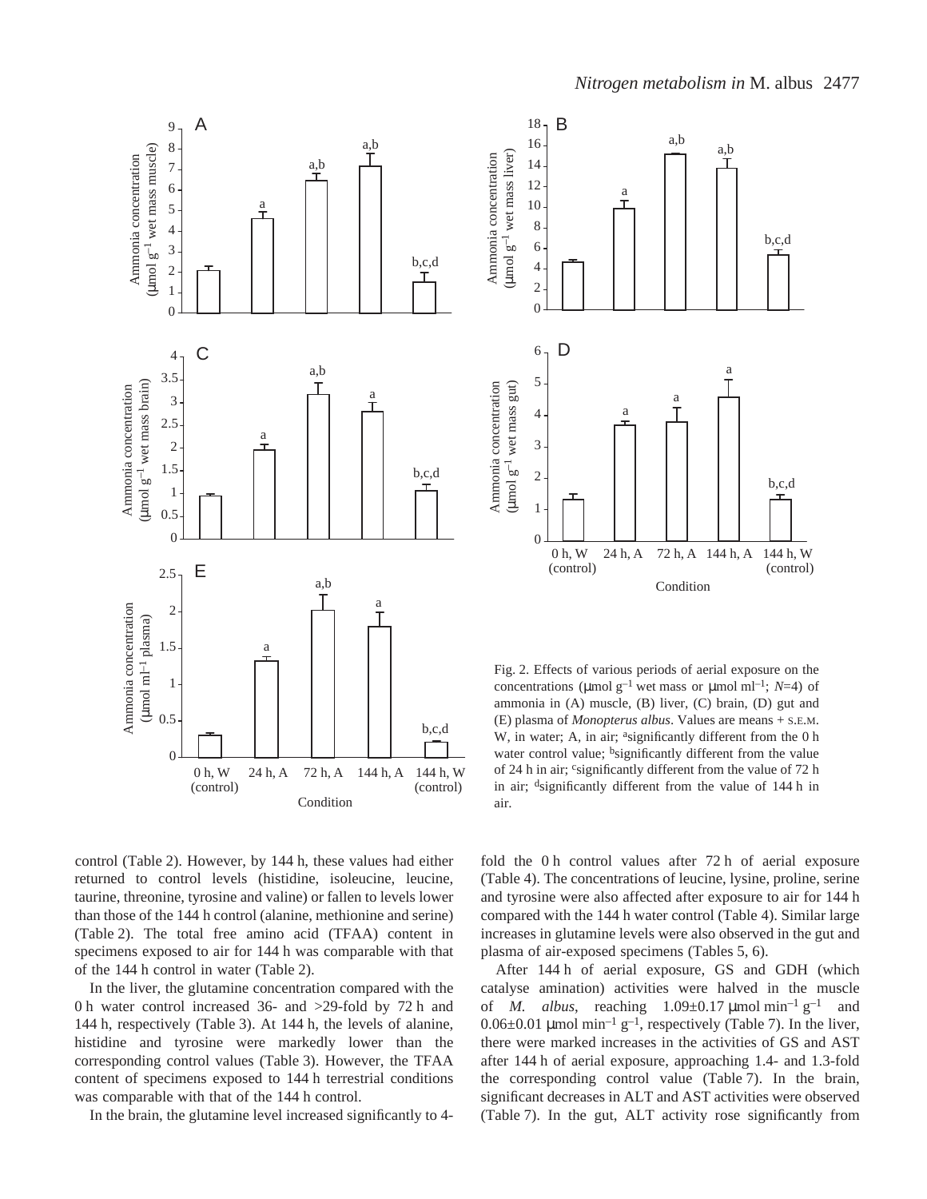Fig. 2. Effects of various periods of aerial exposure on the concentrations (μmol g$^{-1}$ wet mass or μmol ml$^{-1}$; $N$=4) of ammonia in (A) muscle, (B) liver, (C) brain, (D) gut and (E) plasma of *Monopterus albus*. Values are means + S.E.M. W, in water; A, in air; [a]significantly different from the 0 h water control value; [b]significantly different from the value of 24 h in air; [c]significantly different from the value of 72 h in air; [d]significantly different from the value of 144 h in air.

control (Table 2). However, by 144 h, these values had either returned to control levels (histidine, isoleucine, leucine, taurine, threonine, tyrosine and valine) or fallen to levels lower than those of the 144 h control (alanine, methionine and serine) (Table 2). The total free amino acid (TFAA) content in specimens exposed to air for 144 h was comparable with that of the 144 h control in water (Table 2).

In the liver, the glutamine concentration compared with the 0 h water control increased 36- and >29-fold by 72 h and 144 h, respectively (Table 3). At 144 h, the levels of alanine, histidine and tyrosine were markedly lower than the corresponding control values (Table 3). However, the TFAA content of specimens exposed to 144 h terrestrial conditions was comparable with that of the 144 h control.

In the brain, the glutamine level increased significantly to 4-fold the 0 h control values after 72 h of aerial exposure (Table 4). The concentrations of leucine, lysine, proline, serine and tyrosine were also affected after exposure to air for 144 h compared with the 144 h water control (Table 4). Similar large increases in glutamine levels were also observed in the gut and plasma of air-exposed specimens (Tables 5, 6).

After 144 h of aerial exposure, GS and GDH (which catalyse amination) activities were halved in the muscle of *M. albus*, reaching 1.09±0.17 μmol min$^{-1}$ g$^{-1}$ and 0.06±0.01 μmol min$^{-1}$ g$^{-1}$, respectively (Table 7). In the liver, there were marked increases in the activities of GS and AST after 144 h of aerial exposure, approaching 1.4- and 1.3-fold the corresponding control value (Table 7). In the brain, significant decreases in ALT and AST activities were observed (Table 7). In the gut, ALT activity rose significantly from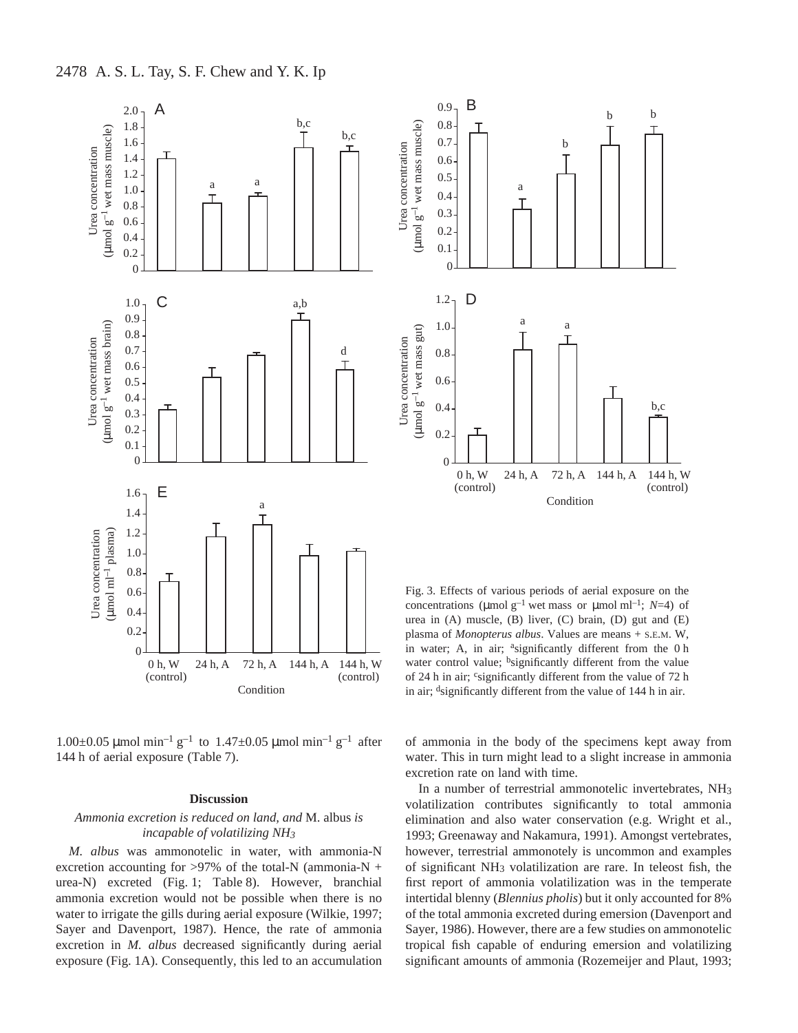Fig. 3. Effects of various periods of aerial exposure on the concentrations (μmol g$^{-1}$ wet mass or μmol ml$^{-1}$; $N$=4) of urea in (A) muscle, (B) liver, (C) brain, (D) gut and (E) plasma of *Monopterus albus*. Values are means + S.E.M. W, in water; A, in air; [a]significantly different from the 0 h water control value; [b]significantly different from the value of 24 h in air; [c]significantly different from the value of 72 h in air; [d]significantly different from the value of 144 h in air.

1.00±0.05 μmol min$^{-1}$ g$^{-1}$ to 1.47±0.05 μmol min$^{-1}$ g$^{-1}$ after 144 h of aerial exposure (Table 7).

## Discussion

### *Ammonia excretion is reduced on land, and* M. albus *is incapable of volatilizing $NH_3$*

*M. albus* was ammonotelic in water, with ammonia-N excretion accounting for >97% of the total-N (ammonia-N + urea-N) excreted (Fig. 1; Table 8). However, branchial ammonia excretion would not be possible when there is no water to irrigate the gills during aerial exposure (Wilkie, 1997; Sayer and Davenport, 1987). Hence, the rate of ammonia excretion in *M. albus* decreased significantly during aerial exposure (Fig. 1A). Consequently, this led to an accumulation of ammonia in the body of the specimens kept away from water. This in turn might lead to a slight increase in ammonia excretion rate on land with time.

In a number of terrestrial ammonotelic invertebrates, $NH_3$ volatilization contributes significantly to total ammonia elimination and also water conservation (e.g. Wright et al., 1993; Greenaway and Nakamura, 1991). Amongst vertebrates, however, terrestrial ammonotely is uncommon and examples of significant $NH_3$ volatilization are rare. In teleost fish, the first report of ammonia volatilization was in the temperate intertidal blenny (*Blennius pholis*) but it only accounted for 8% of the total ammonia excreted during emersion (Davenport and Sayer, 1986). However, there are a few studies on ammonotelic tropical fish capable of enduring emersion and volatilizing significant amounts of ammonia (Rozemeijer and Plaut, 1993;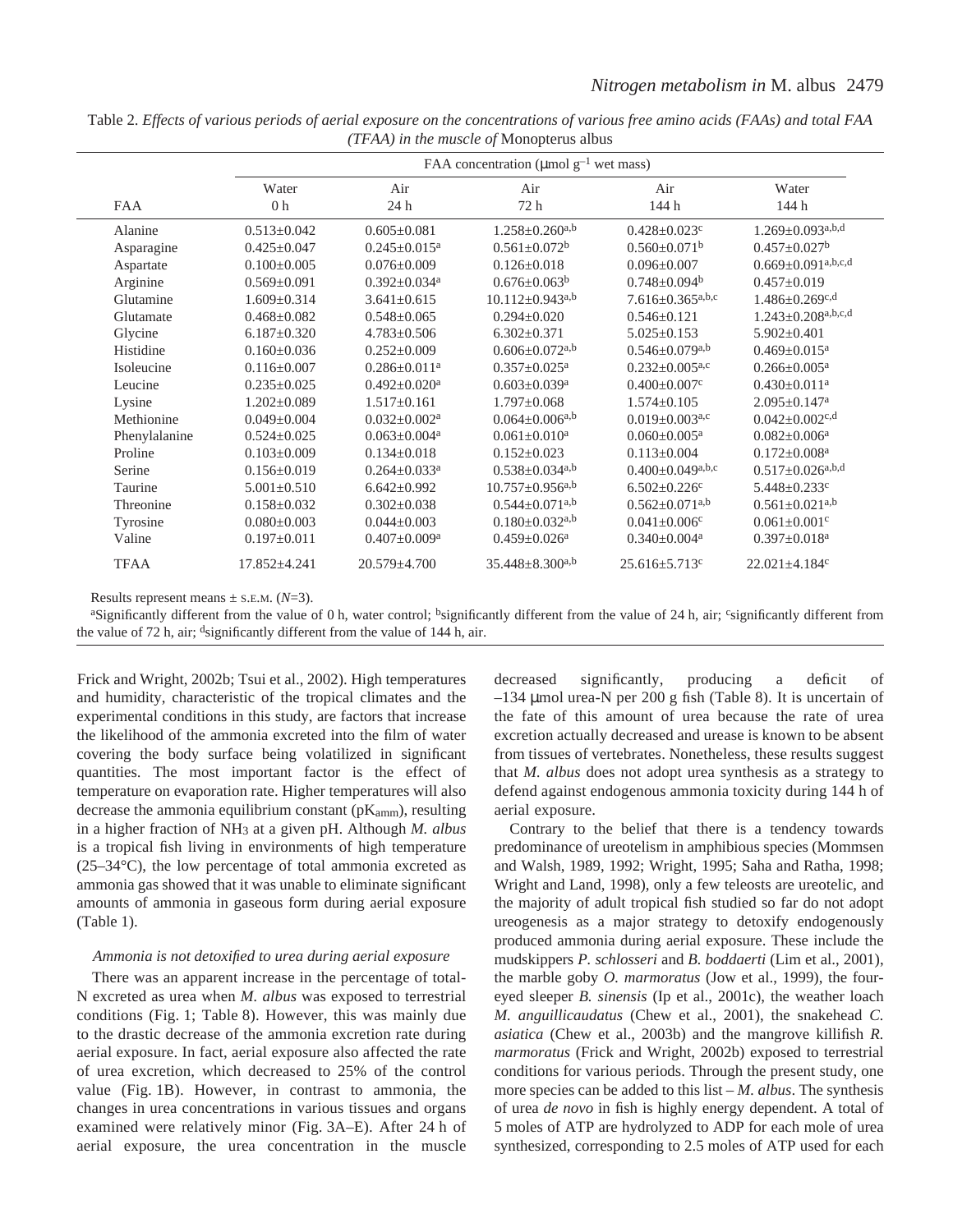Table 2. *Effects of various periods of aerial exposure on the concentrations of various free amino acids (FAAs) and total FAA (TFAA) in the muscle of* Monopterus albus

| | FAA concentration (μmol g$^{-1}$ wet mass) | | | | |
|---|---|---|---|---|---|
| FAA | Water 0 h | Air 24 h | Air 72 h | Air 144 h | Water 144 h |
| Alanine | 0.513±0.042 | 0.605±0.081 | 1.258±0.260$^{a,b}$ | 0.428±0.023$^{c}$ | 1.269±0.093$^{a,b,d}$ |
| Asparagine | 0.425±0.047 | 0.245±0.015$^{a}$ | 0.561±0.072$^{b}$ | 0.560±0.071$^{b}$ | 0.457±0.027$^{b}$ |
| Aspartate | 0.100±0.005 | 0.076±0.009 | 0.126±0.018 | 0.096±0.007 | 0.669±0.091$^{a,b,c,d}$ |
| Arginine | 0.569±0.091 | 0.392±0.034$^{a}$ | 0.676±0.063$^{b}$ | 0.748±0.094$^{b}$ | 0.457±0.019 |
| Glutamine | 1.609±0.314 | 3.641±0.615 | 10.112±0.943$^{a,b}$ | 7.616±0.365$^{a,b,c}$ | 1.486±0.269$^{c,d}$ |
| Glutamate | 0.468±0.082 | 0.548±0.065 | 0.294±0.020 | 0.546±0.121 | 1.243±0.208$^{a,b,c,d}$ |
| Glycine | 6.187±0.320 | 4.783±0.506 | 6.302±0.371 | 5.025±0.153 | 5.902±0.401 |
| Histidine | 0.160±0.036 | 0.252±0.009 | 0.606±0.072$^{a,b}$ | 0.546±0.079$^{a,b}$ | 0.469±0.015$^{a}$ |
| Isoleucine | 0.116±0.007 | 0.286±0.011$^{a}$ | 0.357±0.025$^{a}$ | 0.232±0.005$^{a,c}$ | 0.266±0.005$^{a}$ |
| Leucine | 0.235±0.025 | 0.492±0.020$^{a}$ | 0.603±0.039$^{a}$ | 0.400±0.007$^{c}$ | 0.430±0.011$^{a}$ |
| Lysine | 1.202±0.089 | 1.517±0.161 | 1.797±0.068 | 1.574±0.105 | 2.095±0.147$^{a}$ |
| Methionine | 0.049±0.004 | 0.032±0.002$^{a}$ | 0.064±0.006$^{a,b}$ | 0.019±0.003$^{a,c}$ | 0.042±0.002$^{c,d}$ |
| Phenylalanine | 0.524±0.025 | 0.063±0.004$^{a}$ | 0.061±0.010$^{a}$ | 0.060±0.005$^{a}$ | 0.082±0.006$^{a}$ |
| Proline | 0.103±0.009 | 0.134±0.018 | 0.152±0.023 | 0.113±0.004 | 0.172±0.008$^{a}$ |
| Serine | 0.156±0.019 | 0.264±0.033$^{a}$ | 0.538±0.034$^{a,b}$ | 0.400±0.049$^{a,b,c}$ | 0.517±0.026$^{a,b,d}$ |
| Taurine | 5.001±0.510 | 6.642±0.992 | 10.757±0.956$^{a,b}$ | 6.502±0.226$^{c}$ | 5.448±0.233$^{c}$ |
| Threonine | 0.158±0.032 | 0.302±0.038 | 0.544±0.071$^{a,b}$ | 0.562±0.071$^{a,b}$ | 0.561±0.021$^{a,b}$ |
| Tyrosine | 0.080±0.003 | 0.044±0.003 | 0.180±0.032$^{a,b}$ | 0.041±0.006$^{c}$ | 0.061±0.001$^{c}$ |
| Valine | 0.197±0.011 | 0.407±0.009$^{a}$ | 0.459±0.026$^{a}$ | 0.340±0.004$^{a}$ | 0.397±0.018$^{a}$ |
| TFAA | 17.852±4.241 | 20.579±4.700 | 35.448±8.300$^{a,b}$ | 25.616±5.713$^{c}$ | 22.021±4.184$^{c}$ |

Results represent means ± S.E.M. ($N$=3).

[a]Significantly different from the value of 0 h, water control; [b]significantly different from the value of 24 h, air; [c]significantly different from the value of 72 h, air; [d]significantly different from the value of 144 h, air.

Frick and Wright, 2002b; Tsui et al., 2002). High temperatures and humidity, characteristic of the tropical climates and the experimental conditions in this study, are factors that increase the likelihood of the ammonia excreted into the film of water covering the body surface being volatilized in significant quantities. The most important factor is the effect of temperature on evaporation rate. Higher temperatures will also decrease the ammonia equilibrium constant ($pK_{amm}$), resulting in a higher fraction of $NH_3$ at a given pH. Although *M. albus* is a tropical fish living in environments of high temperature (25–34°C), the low percentage of total ammonia excreted as ammonia gas showed that it was unable to eliminate significant amounts of ammonia in gaseous form during aerial exposure (Table 1).

### *Ammonia is not detoxified to urea during aerial exposure*

There was an apparent increase in the percentage of total-N excreted as urea when *M. albus* was exposed to terrestrial conditions (Fig. 1; Table 8). However, this was mainly due to the drastic decrease of the ammonia excretion rate during aerial exposure. In fact, aerial exposure also affected the rate of urea excretion, which decreased to 25% of the control value (Fig. 1B). However, in contrast to ammonia, the changes in urea concentrations in various tissues and organs examined were relatively minor (Fig. 3A–E). After 24 h of aerial exposure, the urea concentration in the muscle decreased significantly, producing a deficit of –134 μmol urea-N per 200 g fish (Table 8). It is uncertain of the fate of this amount of urea because the rate of urea excretion actually decreased and urease is known to be absent from tissues of vertebrates. Nonetheless, these results suggest that *M. albus* does not adopt urea synthesis as a strategy to defend against endogenous ammonia toxicity during 144 h of aerial exposure.

Contrary to the belief that there is a tendency towards predominance of ureotelism in amphibious species (Mommsen and Walsh, 1989, 1992; Wright, 1995; Saha and Ratha, 1998; Wright and Land, 1998), only a few teleosts are ureotelic, and the majority of adult tropical fish studied so far do not adopt ureogenesis as a major strategy to detoxify endogenously produced ammonia during aerial exposure. These include the mudskippers *P. schlosseri* and *B. boddaerti* (Lim et al., 2001), the marble goby *O. marmoratus* (Jow et al., 1999), the four-eyed sleeper *B. sinensis* (Ip et al., 2001c), the weather loach *M. anguillicaudatus* (Chew et al., 2001), the snakehead *C. asiatica* (Chew et al., 2003b) and the mangrove killifish *R. marmoratus* (Frick and Wright, 2002b) exposed to terrestrial conditions for various periods. Through the present study, one more species can be added to this list – *M. albus*. The synthesis of urea *de novo* in fish is highly energy dependent. A total of 5 moles of ATP are hydrolyzed to ADP for each mole of urea synthesized, corresponding to 2.5 moles of ATP used for each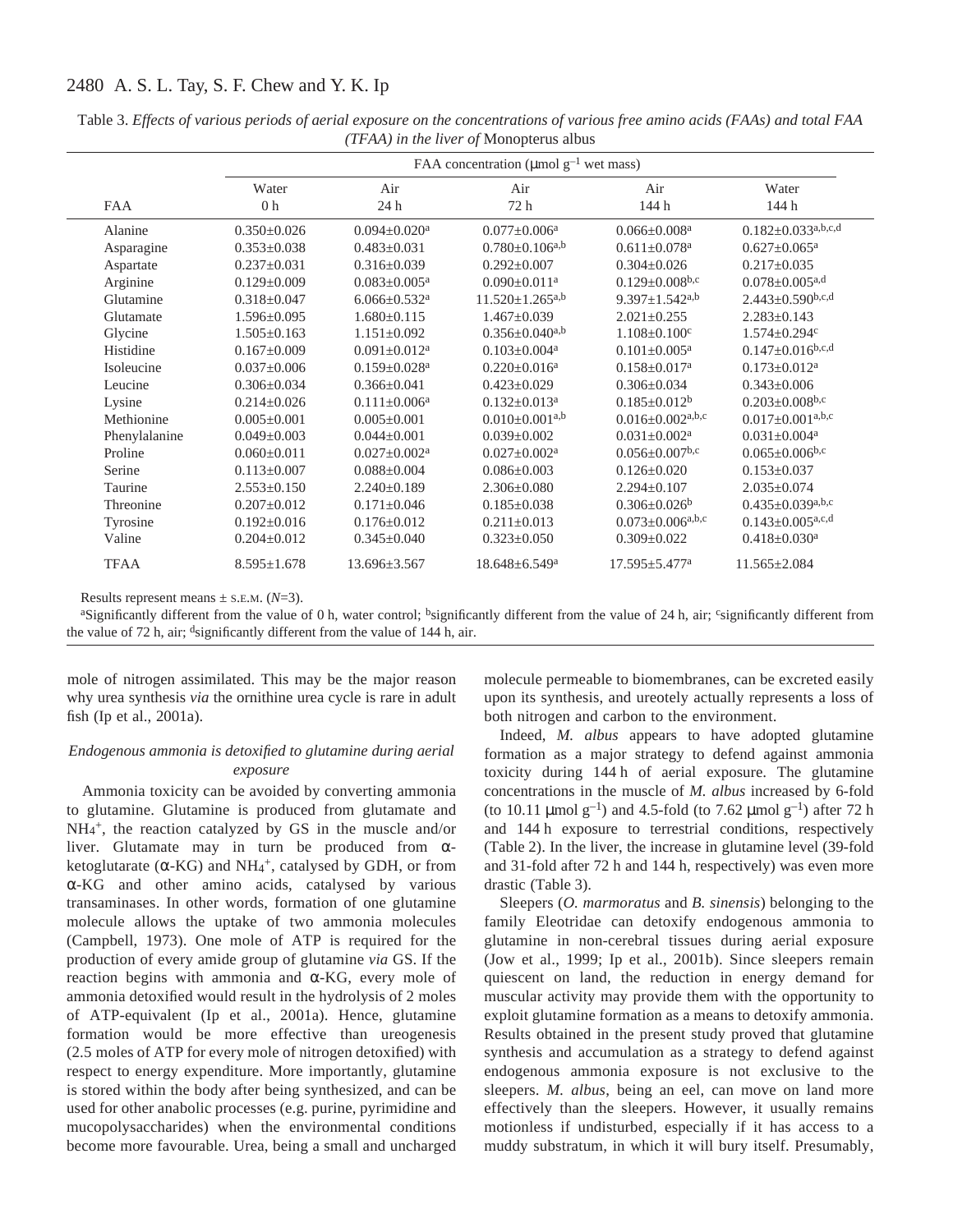Table 3. *Effects of various periods of aerial exposure on the concentrations of various free amino acids (FAAs) and total FAA (TFAA) in the liver of* Monopterus albus

| | FAA concentration (μmol g$^{-1}$ wet mass) | | | | |
|---|---|---|---|---|---|
| FAA | Water 0 h | Air 24 h | Air 72 h | Air 144 h | Water 144 h |
| Alanine | 0.350±0.026 | 0.094±0.020$^{a}$ | 0.077±0.006$^{a}$ | 0.066±0.008$^{a}$ | 0.182±0.033$^{a,b,c,d}$ |
| Asparagine | 0.353±0.038 | 0.483±0.031 | 0.780±0.106$^{a,b}$ | 0.611±0.078$^{a}$ | 0.627±0.065$^{a}$ |
| Aspartate | 0.237±0.031 | 0.316±0.039 | 0.292±0.007 | 0.304±0.026 | 0.217±0.035 |
| Arginine | 0.129±0.009 | 0.083±0.005$^{a}$ | 0.090±0.011$^{a}$ | 0.129±0.008$^{b,c}$ | 0.078±0.005$^{a,d}$ |
| Glutamine | 0.318±0.047 | 6.066±0.532$^{a}$ | 11.520±1.265$^{a,b}$ | 9.397±1.542$^{a,b}$ | 2.443±0.590$^{b,c,d}$ |
| Glutamate | 1.596±0.095 | 1.680±0.115 | 1.467±0.039 | 2.021±0.255 | 2.283±0.143 |
| Glycine | 1.505±0.163 | 1.151±0.092 | 0.356±0.040$^{a,b}$ | 1.108±0.100$^{c}$ | 1.574±0.294$^{c}$ |
| Histidine | 0.167±0.009 | 0.091±0.012$^{a}$ | 0.103±0.004$^{a}$ | 0.101±0.005$^{a}$ | 0.147±0.016$^{b,c,d}$ |
| Isoleucine | 0.037±0.006 | 0.159±0.028$^{a}$ | 0.220±0.016$^{a}$ | 0.158±0.017$^{a}$ | 0.173±0.012$^{a}$ |
| Leucine | 0.306±0.034 | 0.366±0.041 | 0.423±0.029 | 0.306±0.034 | 0.343±0.006 |
| Lysine | 0.214±0.026 | 0.111±0.006$^{a}$ | 0.132±0.013$^{a}$ | 0.185±0.012$^{b}$ | 0.203±0.008$^{b,c}$ |
| Methionine | 0.005±0.001 | 0.005±0.001 | 0.010±0.001$^{a,b}$ | 0.016±0.002$^{a,b,c}$ | 0.017±0.001$^{a,b,c}$ |
| Phenylalanine | 0.049±0.003 | 0.044±0.001 | 0.039±0.002 | 0.031±0.002$^{a}$ | 0.031±0.004$^{a}$ |
| Proline | 0.060±0.011 | 0.027±0.002$^{a}$ | 0.027±0.002$^{a}$ | 0.056±0.007$^{b,c}$ | 0.065±0.006$^{b,c}$ |
| Serine | 0.113±0.007 | 0.088±0.004 | 0.086±0.003 | 0.126±0.020 | 0.153±0.037 |
| Taurine | 2.553±0.150 | 2.240±0.189 | 2.306±0.080 | 2.294±0.107 | 2.035±0.074 |
| Threonine | 0.207±0.012 | 0.171±0.046 | 0.185±0.038 | 0.306±0.026$^{b}$ | 0.435±0.039$^{a,b,c}$ |
| Tyrosine | 0.192±0.016 | 0.176±0.012 | 0.211±0.013 | 0.073±0.006$^{a,b,c}$ | 0.143±0.005$^{a,c,d}$ |
| Valine | 0.204±0.012 | 0.345±0.040 | 0.323±0.050 | 0.309±0.022 | 0.418±0.030$^{a}$ |
| TFAA | 8.595±1.678 | 13.696±3.567 | 18.648±6.549$^{a}$ | 17.595±5.477$^{a}$ | 11.565±2.084 |

Results represent means ± S.E.M. ($N$=3).

[a]Significantly different from the value of 0 h, water control; [b]significantly different from the value of 24 h, air; [c]significantly different from the value of 72 h, air; [d]significantly different from the value of 144 h, air.

mole of nitrogen assimilated. This may be the major reason why urea synthesis *via* the ornithine urea cycle is rare in adult fish (Ip et al., 2001a).

### *Endogenous ammonia is detoxified to glutamine during aerial exposure*

Ammonia toxicity can be avoided by converting ammonia to glutamine. Glutamine is produced from glutamate and $NH_4^+$, the reaction catalyzed by GS in the muscle and/or liver. Glutamate may in turn be produced from α-ketoglutarate (α-KG) and $NH_4^+$, catalysed by GDH, or from α-KG and other amino acids, catalysed by various transaminases. In other words, formation of one glutamine molecule allows the uptake of two ammonia molecules (Campbell, 1973). One mole of ATP is required for the production of every amide group of glutamine *via* GS. If the reaction begins with ammonia and α-KG, every mole of ammonia detoxified would result in the hydrolysis of 2 moles of ATP-equivalent (Ip et al., 2001a). Hence, glutamine formation would be more effective than ureogenesis (2.5 moles of ATP for every mole of nitrogen detoxified) with respect to energy expenditure. More importantly, glutamine is stored within the body after being synthesized, and can be used for other anabolic processes (e.g. purine, pyrimidine and mucopolysaccharides) when the environmental conditions become more favourable. Urea, being a small and uncharged molecule permeable to biomembranes, can be excreted easily upon its synthesis, and ureotely actually represents a loss of both nitrogen and carbon to the environment.

Indeed, *M. albus* appears to have adopted glutamine formation as a major strategy to defend against ammonia toxicity during 144 h of aerial exposure. The glutamine concentrations in the muscle of *M. albus* increased by 6-fold (to 10.11 μmol g$^{-1}$) and 4.5-fold (to 7.62 μmol g$^{-1}$) after 72 h and 144 h exposure to terrestrial conditions, respectively (Table 2). In the liver, the increase in glutamine level (39-fold and 31-fold after 72 h and 144 h, respectively) was even more drastic (Table 3).

Sleepers (*O. marmoratus* and *B. sinensis*) belonging to the family Eleotridae can detoxify endogenous ammonia to glutamine in non-cerebral tissues during aerial exposure (Jow et al., 1999; Ip et al., 2001b). Since sleepers remain quiescent on land, the reduction in energy demand for muscular activity may provide them with the opportunity to exploit glutamine formation as a means to detoxify ammonia. Results obtained in the present study proved that glutamine synthesis and accumulation as a strategy to defend against endogenous ammonia exposure is not exclusive to the sleepers. *M. albus*, being an eel, can move on land more effectively than the sleepers. However, it usually remains motionless if undisturbed, especially if it has access to a muddy substratum, in which it will bury itself. Presumably,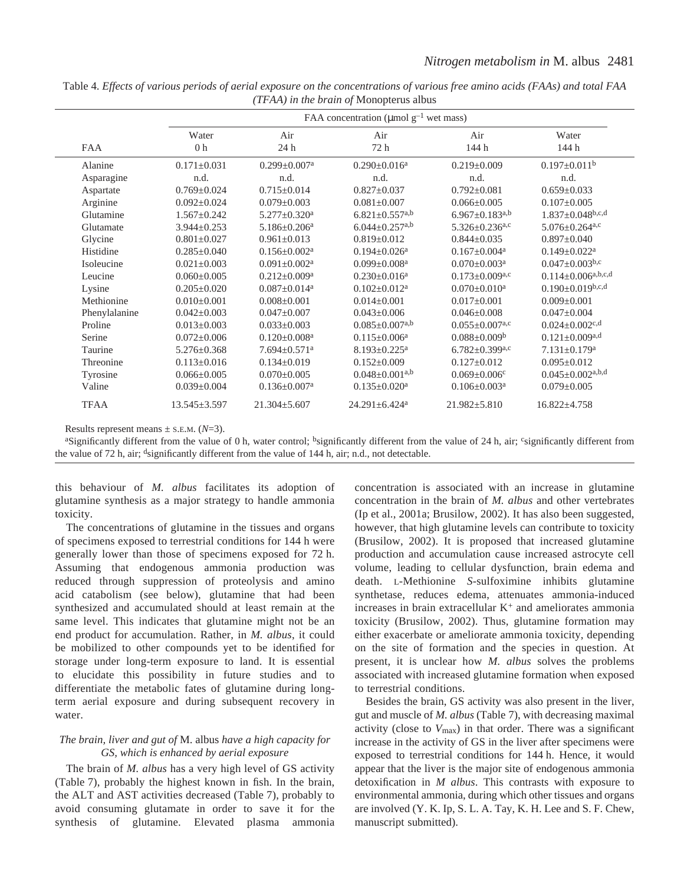Table 4. *Effects of various periods of aerial exposure on the concentrations of various free amino acids (FAAs) and total FAA (TFAA) in the brain of* Monopterus albus

| | FAA concentration (μmol $g^{-1}$ wet mass) | | | | |
|---|---|---|---|---|---|
| | Water | Air | Air | Air | Water |
| FAA | 0 h | 24 h | 72 h | 144 h | 144 h |
| Alanine | 0.171±0.031 | 0.299±0.007[a] | 0.290±0.016[a] | 0.219±0.009 | 0.197±0.011[b] |
| Asparagine | n.d. | n.d. | n.d. | n.d. | n.d. |
| Aspartate | 0.769±0.024 | 0.715±0.014 | 0.827±0.037 | 0.792±0.081 | 0.659±0.033 |
| Arginine | 0.092±0.024 | 0.079±0.003 | 0.081±0.007 | 0.066±0.005 | 0.107±0.005 |
| Glutamine | 1.567±0.242 | 5.277±0.320[a] | 6.821±0.557[a,b] | 6.967±0.183[a,b] | 1.837±0.048[b,c,d] |
| Glutamate | 3.944±0.253 | 5.186±0.206[a] | 6.044±0.257[a,b] | 5.326±0.236[a,c] | 5.076±0.264[a,c] |
| Glycine | 0.801±0.027 | 0.961±0.013 | 0.819±0.012 | 0.844±0.035 | 0.897±0.040 |
| Histidine | 0.285±0.040 | 0.156±0.002[a] | 0.194±0.026[a] | 0.167±0.004[a] | 0.149±0.022[a] |
| Isoleucine | 0.021±0.003 | 0.091±0.002[a] | 0.099±0.008[a] | 0.070±0.003[a] | 0.047±0.003[b,c] |
| Leucine | 0.060±0.005 | 0.212±0.009[a] | 0.230±0.016[a] | 0.173±0.009[a,c] | 0.114±0.006[a,b,c,d] |
| Lysine | 0.205±0.020 | 0.087±0.014[a] | 0.102±0.012[a] | 0.070±0.010[a] | 0.190±0.019[b,c,d] |
| Methionine | 0.010±0.001 | 0.008±0.001 | 0.014±0.001 | 0.017±0.001 | 0.009±0.001 |
| Phenylalanine | 0.042±0.003 | 0.047±0.007 | 0.043±0.006 | 0.046±0.008 | 0.047±0.004 |
| Proline | 0.013±0.003 | 0.033±0.003 | 0.085±0.007[a,b] | 0.055±0.007[a,c] | 0.024±0.002[c,d] |
| Serine | 0.072±0.006 | 0.120±0.008[a] | 0.115±0.006[a] | 0.088±0.009[b] | 0.121±0.009[a,d] |
| Taurine | 5.276±0.368 | 7.694±0.571[a] | 8.193±0.225[a] | 6.782±0.399[a,c] | 7.131±0.179[a] |
| Threonine | 0.113±0.016 | 0.134±0.019 | 0.152±0.009 | 0.127±0.012 | 0.095±0.012 |
| Tyrosine | 0.066±0.005 | 0.070±0.005 | 0.048±0.001[a,b] | 0.069±0.006[c] | 0.045±0.002[a,b,d] |
| Valine | 0.039±0.004 | 0.136±0.007[a] | 0.135±0.020[a] | 0.106±0.003[a] | 0.079±0.005 |
| TFAA | 13.545±3.597 | 21.304±5.607 | 24.291±6.424[a] | 21.982±5.810 | 16.822±4.758 |

Results represent means ± S.E.M. ($N$=3).

[a]Significantly different from the value of 0 h, water control; [b]significantly different from the value of 24 h, air; [c]significantly different from the value of 72 h, air; [d]significantly different from the value of 144 h, air; n.d., not detectable.

this behaviour of *M. albus* facilitates its adoption of glutamine synthesis as a major strategy to handle ammonia toxicity.

The concentrations of glutamine in the tissues and organs of specimens exposed to terrestrial conditions for 144 h were generally lower than those of specimens exposed for 72 h. Assuming that endogenous ammonia production was reduced through suppression of proteolysis and amino acid catabolism (see below), glutamine that had been synthesized and accumulated should at least remain at the same level. This indicates that glutamine might not be an end product for accumulation. Rather, in *M. albus*, it could be mobilized to other compounds yet to be identified for storage under long-term exposure to land. It is essential to elucidate this possibility in future studies and to differentiate the metabolic fates of glutamine during long-term aerial exposure and during subsequent recovery in water.

### *The brain, liver and gut of* M. albus *have a high capacity for GS, which is enhanced by aerial exposure*

The brain of *M. albus* has a very high level of GS activity (Table 7), probably the highest known in fish. In the brain, the ALT and AST activities decreased (Table 7), probably to avoid consuming glutamate in order to save it for the synthesis of glutamine. Elevated plasma ammonia concentration is associated with an increase in glutamine concentration in the brain of *M. albus* and other vertebrates (Ip et al., 2001a; Brusilow, 2002). It has also been suggested, however, that high glutamine levels can contribute to toxicity (Brusilow, 2002). It is proposed that increased glutamine production and accumulation cause increased astrocyte cell volume, leading to cellular dysfunction, brain edema and death. L-Methionine *S*-sulfoximine inhibits glutamine synthetase, reduces edema, attenuates ammonia-induced increases in brain extracellular $K^+$ and ameliorates ammonia toxicity (Brusilow, 2002). Thus, glutamine formation may either exacerbate or ameliorate ammonia toxicity, depending on the site of formation and the species in question. At present, it is unclear how *M. albus* solves the problems associated with increased glutamine formation when exposed to terrestrial conditions.

Besides the brain, GS activity was also present in the liver, gut and muscle of *M. albus* (Table 7), with decreasing maximal activity (close to $V_{max}$) in that order. There was a significant increase in the activity of GS in the liver after specimens were exposed to terrestrial conditions for 144 h. Hence, it would appear that the liver is the major site of endogenous ammonia detoxification in *M albus*. This contrasts with exposure to environmental ammonia, during which other tissues and organs are involved (Y. K. Ip, S. L. A. Tay, K. H. Lee and S. F. Chew, manuscript submitted).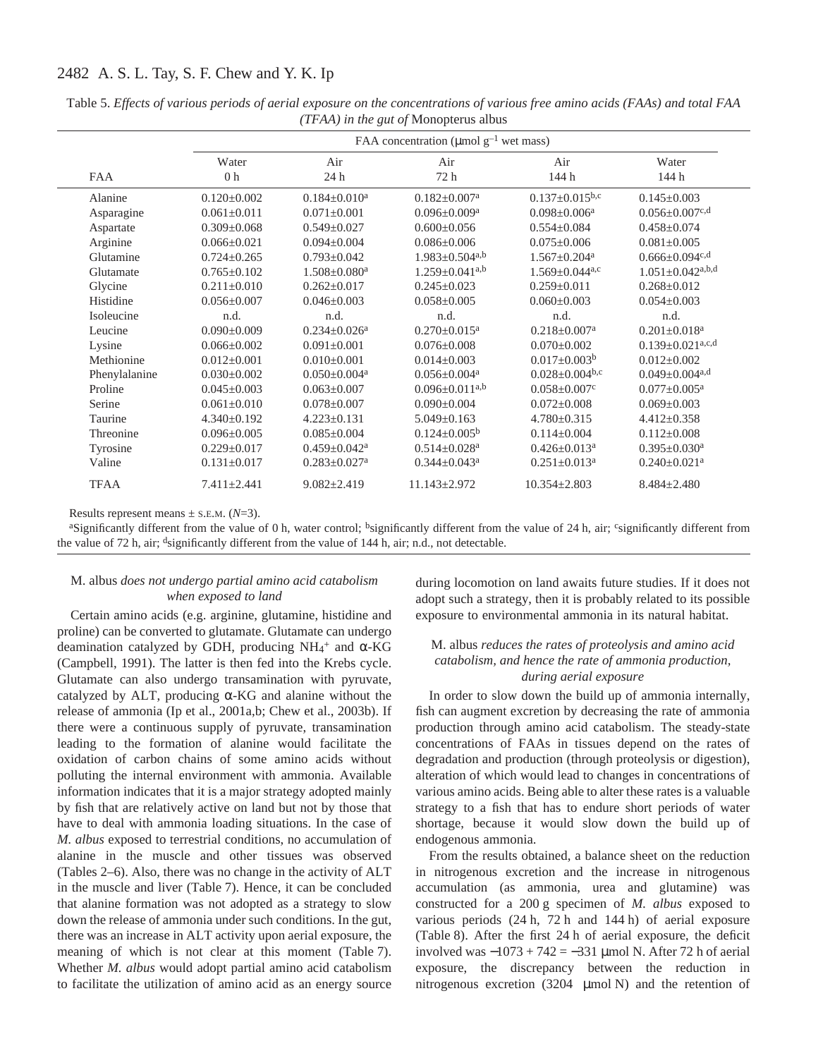Table 5. *Effects of various periods of aerial exposure on the concentrations of various free amino acids (FAAs) and total FAA (TFAA) in the gut of* Monopterus albus

| | FAA concentration (μmol $g^{-1}$ wet mass) | | | | |
|---|---|---|---|---|---|
| | Water | Air | Air | Air | Water |
| FAA | 0 h | 24 h | 72 h | 144 h | 144 h |
| Alanine | 0.120±0.002 | 0.184±0.010[a] | 0.182±0.007[a] | 0.137±0.015[b,c] | 0.145±0.003 |
| Asparagine | 0.061±0.011 | 0.071±0.001 | 0.096±0.009[a] | 0.098±0.006[a] | 0.056±0.007[c,d] |
| Aspartate | 0.309±0.068 | 0.549±0.027 | 0.600±0.056 | 0.554±0.084 | 0.458±0.074 |
| Arginine | 0.066±0.021 | 0.094±0.004 | 0.086±0.006 | 0.075±0.006 | 0.081±0.005 |
| Glutamine | 0.724±0.265 | 0.793±0.042 | 1.983±0.504[a,b] | 1.567±0.204[a] | 0.666±0.094[c,d] |
| Glutamate | 0.765±0.102 | 1.508±0.080[a] | 1.259±0.041[a,b] | 1.569±0.044[a,c] | 1.051±0.042[a,b,d] |
| Glycine | 0.211±0.010 | 0.262±0.017 | 0.245±0.023 | 0.259±0.011 | 0.268±0.012 |
| Histidine | 0.056±0.007 | 0.046±0.003 | 0.058±0.005 | 0.060±0.003 | 0.054±0.003 |
| Isoleucine | n.d. | n.d. | n.d. | n.d. | n.d. |
| Leucine | 0.090±0.009 | 0.234±0.026[a] | 0.270±0.015[a] | 0.218±0.007[a] | 0.201±0.018[a] |
| Lysine | 0.066±0.002 | 0.091±0.001 | 0.076±0.008 | 0.070±0.002 | 0.139±0.021[a,c,d] |
| Methionine | 0.012±0.001 | 0.010±0.001 | 0.014±0.003 | 0.017±0.003[b] | 0.012±0.002 |
| Phenylalanine | 0.030±0.002 | 0.050±0.004[a] | 0.056±0.004[a] | 0.028±0.004[b,c] | 0.049±0.004[a,d] |
| Proline | 0.045±0.003 | 0.063±0.007 | 0.096±0.011[a,b] | 0.058±0.007[c] | 0.077±0.005[a] |
| Serine | 0.061±0.010 | 0.078±0.007 | 0.090±0.004 | 0.072±0.008 | 0.069±0.003 |
| Taurine | 4.340±0.192 | 4.223±0.131 | 5.049±0.163 | 4.780±0.315 | 4.412±0.358 |
| Threonine | 0.096±0.005 | 0.085±0.004 | 0.124±0.005[b] | 0.114±0.004 | 0.112±0.008 |
| Tyrosine | 0.229±0.017 | 0.459±0.042[a] | 0.514±0.028[a] | 0.426±0.013[a] | 0.395±0.030[a] |
| Valine | 0.131±0.017 | 0.283±0.027[a] | 0.344±0.043[a] | 0.251±0.013[a] | 0.240±0.021[a] |
| TFAA | 7.411±2.441 | 9.082±2.419 | 11.143±2.972 | 10.354±2.803 | 8.484±2.480 |

Results represent means ± S.E.M. ($N$=3).

[a]Significantly different from the value of 0 h, water control; [b]significantly different from the value of 24 h, air; [c]significantly different from the value of 72 h, air; [d]significantly different from the value of 144 h, air; n.d., not detectable.

### *M. albus does not undergo partial amino acid catabolism when exposed to land*

Certain amino acids (e.g. arginine, glutamine, histidine and proline) can be converted to glutamate. Glutamate can undergo deamination catalyzed by GDH, producing $NH_4^+$ and α-KG (Campbell, 1991). The latter is then fed into the Krebs cycle. Glutamate can also undergo transamination with pyruvate, catalyzed by ALT, producing α-KG and alanine without the release of ammonia (Ip et al., 2001a,b; Chew et al., 2003b). If there were a continuous supply of pyruvate, transamination leading to the formation of alanine would facilitate the oxidation of carbon chains of some amino acids without polluting the internal environment with ammonia. Available information indicates that it is a major strategy adopted mainly by fish that are relatively active on land but not by those that have to deal with ammonia loading situations. In the case of *M. albus* exposed to terrestrial conditions, no accumulation of alanine in the muscle and other tissues was observed (Tables 2–6). Also, there was no change in the activity of ALT in the muscle and liver (Table 7). Hence, it can be concluded that alanine formation was not adopted as a strategy to slow down the release of ammonia under such conditions. In the gut, there was an increase in ALT activity upon aerial exposure, the meaning of which is not clear at this moment (Table 7). Whether *M. albus* would adopt partial amino acid catabolism to facilitate the utilization of amino acid as an energy source during locomotion on land awaits future studies. If it does not adopt such a strategy, then it is probably related to its possible exposure to environmental ammonia in its natural habitat.

### *M. albus reduces the rates of proteolysis and amino acid catabolism, and hence the rate of ammonia production, during aerial exposure*

In order to slow down the build up of ammonia internally, fish can augment excretion by decreasing the rate of ammonia production through amino acid catabolism. The steady-state concentrations of FAAs in tissues depend on the rates of degradation and production (through proteolysis or digestion), alteration of which would lead to changes in concentrations of various amino acids. Being able to alter these rates is a valuable strategy to a fish that has to endure short periods of water shortage, because it would slow down the build up of endogenous ammonia.

From the results obtained, a balance sheet on the reduction in nitrogenous excretion and the increase in nitrogenous accumulation (as ammonia, urea and glutamine) was constructed for a 200 g specimen of *M. albus* exposed to various periods (24 h, 72 h and 144 h) of aerial exposure (Table 8). After the first 24 h of aerial exposure, the deficit involved was $-1073+742=-331$ μmol N. After 72 h of aerial exposure, the discrepancy between the reduction in nitrogenous excretion (3204 μmol N) and the retention of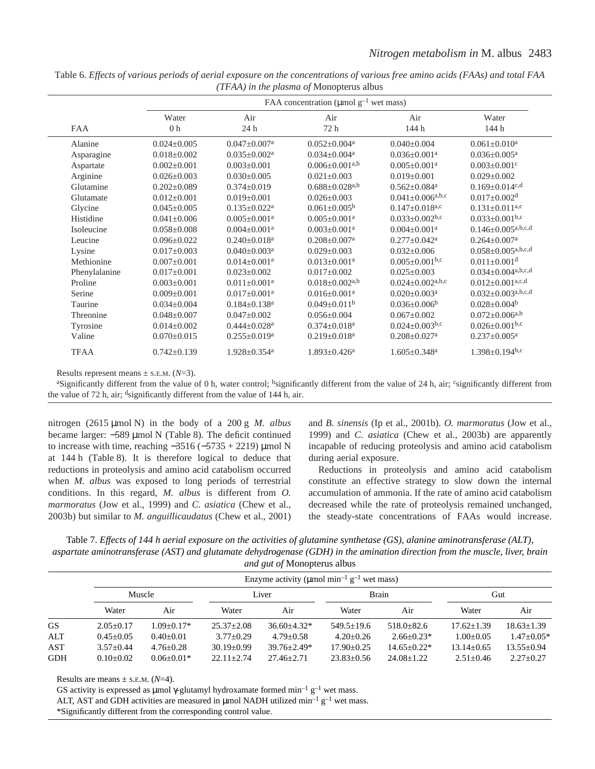Table 6. *Effects of various periods of aerial exposure on the concentrations of various free amino acids (FAAs) and total FAA (TFAA) in the plasma of* Monopterus albus

| FAA | FAA concentration (μmol g$^{-1}$ wet mass) | | | | |
|---|---|---|---|---|---|
| | Water 0 h | Air 24 h | Air 72 h | Air 144 h | Water 144 h |
| Alanine | 0.024±0.005 | 0.047±0.007[a] | 0.052±0.004[a] | 0.040±0.004 | 0.061±0.010[a] |
| Asparagine | 0.018±0.002 | 0.035±0.002[a] | 0.034±0.004[a] | 0.036±0.001[a] | 0.036±0.005[a] |
| Aspartate | 0.002±0.001 | 0.003±0.001 | 0.006±0.001[a,b] | 0.005±0.001[a] | 0.003±0.001[c] |
| Arginine | 0.026±0.003 | 0.030±0.005 | 0.021±0.003 | 0.019±0.001 | 0.029±0.002 |
| Glutamine | 0.202±0.089 | 0.374±0.019 | 0.688±0.028[a,b] | 0.562±0.084[a] | 0.169±0.014[c,d] |
| Glutamate | 0.012±0.001 | 0.019±0.001 | 0.026±0.003 | 0.041±0.006[a,b,c] | 0.017±0.002[d] |
| Glycine | 0.045±0.005 | 0.135±0.022[a] | 0.061±0.005[b] | 0.147±0.018[a,c] | 0.131±0.011[a,c] |
| Histidine | 0.041±0.006 | 0.005±0.001[a] | 0.005±0.001[a] | 0.033±0.002[b,c] | 0.033±0.001[b,c] |
| Isoleucine | 0.058±0.008 | 0.004±0.001[a] | 0.003±0.001[a] | 0.004±0.001[a] | 0.146±0.005[a,b,c,d] |
| Leucine | 0.096±0.022 | 0.240±0.018[a] | 0.208±0.007[a] | 0.277±0.042[a] | 0.264±0.007[a] |
| Lysine | 0.017±0.003 | 0.040±0.003[a] | 0.029±0.003 | 0.032±0.006 | 0.058±0.005[a,b,c,d] |
| Methionine | 0.007±0.001 | 0.014±0.001[a] | 0.013±0.001[a] | 0.005±0.001[b,c] | 0.011±0.001[d] |
| Phenylalanine | 0.017±0.001 | 0.023±0.002 | 0.017±0.002 | 0.025±0.003 | 0.034±0.004[a,b,c,d] |
| Proline | 0.003±0.001 | 0.011±0.001[a] | 0.018±0.002[a,b] | 0.024±0.002[a,b,c] | 0.012±0.001[a,c,d] |
| Serine | 0.009±0.001 | 0.017±0.001[a] | 0.016±0.001[a] | 0.020±0.003[a] | 0.032±0.003[a,b,c,d] |
| Taurine | 0.034±0.004 | 0.184±0.138[a] | 0.049±0.011[b] | 0.036±0.006[b] | 0.028±0.004[b] |
| Threonine | 0.048±0.007 | 0.047±0.002 | 0.056±0.004 | 0.067±0.002 | 0.072±0.006[a,b] |
| Tyrosine | 0.014±0.002 | 0.444±0.028[a] | 0.374±0.018[a] | 0.024±0.003[b,c] | 0.026±0.001[b,c] |
| Valine | 0.070±0.015 | 0.255±0.019[a] | 0.219±0.018[a] | 0.208±0.027[a] | 0.237±0.005[a] |
| TFAA | 0.742±0.139 | 1.928±0.354[a] | 1.893±0.426[a] | 1.605±0.348[a] | 1.398±0.194[b,c] |

Results represent means ± S.E.M. (*N*=3).

[a]Significantly different from the value of 0 h, water control; [b]significantly different from the value of 24 h, air; [c]significantly different from the value of 72 h, air; [d]significantly different from the value of 144 h, air.

nitrogen (2615 μmol N) in the body of a 200 g *M. albus* became larger: −589 μmol N (Table 8). The deficit continued to increase with time, reaching −3516 (−5735 + 2219) μmol N at 144 h (Table 8). It is therefore logical to deduce that reductions in proteolysis and amino acid catabolism occurred when *M. albus* was exposed to long periods of terrestrial conditions. In this regard, *M. albus* is different from *O. marmoratus* (Jow et al., 1999) and *C. asiatica* (Chew et al., 2003b) but similar to *M. anguillicaudatus* (Chew et al., 2001) and *B. sinensis* (Ip et al., 2001b). *O. marmoratus* (Jow et al., 1999) and *C. asiatica* (Chew et al., 2003b) are apparently incapable of reducing proteolysis and amino acid catabolism during aerial exposure.

Reductions in proteolysis and amino acid catabolism constitute an effective strategy to slow down the internal accumulation of ammonia. If the rate of amino acid catabolism decreased while the rate of proteolysis remained unchanged, the steady-state concentrations of FAAs would increase.

Table 7. *Effects of 144 h aerial exposure on the activities of glutamine synthetase (GS), alanine aminotransferase (ALT), aspartate aminotransferase (AST) and glutamate dehydrogenase (GDH) in the amination direction from the muscle, liver, brain and gut of* Monopterus albus

| | Enzyme activity (μmol min$^{-1}$ g$^{-1}$ wet mass) | | | | | | | |
|---|---|---|---|---|---|---|---|---|
| | Muscle | | Liver | | Brain | | Gut | |
| | Water | Air | Water | Air | Water | Air | Water | Air |
| GS | 2.05±0.17 | 1.09±0.17* | 25.37±2.08 | 36.60±4.32* | 549.5±19.6 | 518.0±82.6 | 17.62±1.39 | 18.63±1.39 |
| ALT | 0.45±0.05 | 0.40±0.01 | 3.77±0.29 | 4.79±0.58 | 4.20±0.26 | 2.66±0.23* | 1.00±0.05 | 1.47±0.05* |
| AST | 3.57±0.44 | 4.76±0.28 | 30.19±0.99 | 39.76±2.49* | 17.90±0.25 | 14.65±0.22* | 13.14±0.65 | 13.55±0.94 |
| GDH | 0.10±0.02 | 0.06±0.01* | 22.11±2.74 | 27.46±2.71 | 23.83±0.56 | 24.08±1.22 | 2.51±0.46 | 2.27±0.27 |

Results are means ± S.E.M. (*N*=4).

GS activity is expressed as μmol γ-glutamyl hydroxamate formed min$^{-1}$ g$^{-1}$ wet mass.

ALT, AST and GDH activities are measured in μmol NADH utilized min$^{-1}$ g$^{-1}$ wet mass.

*Significantly different from the corresponding control value.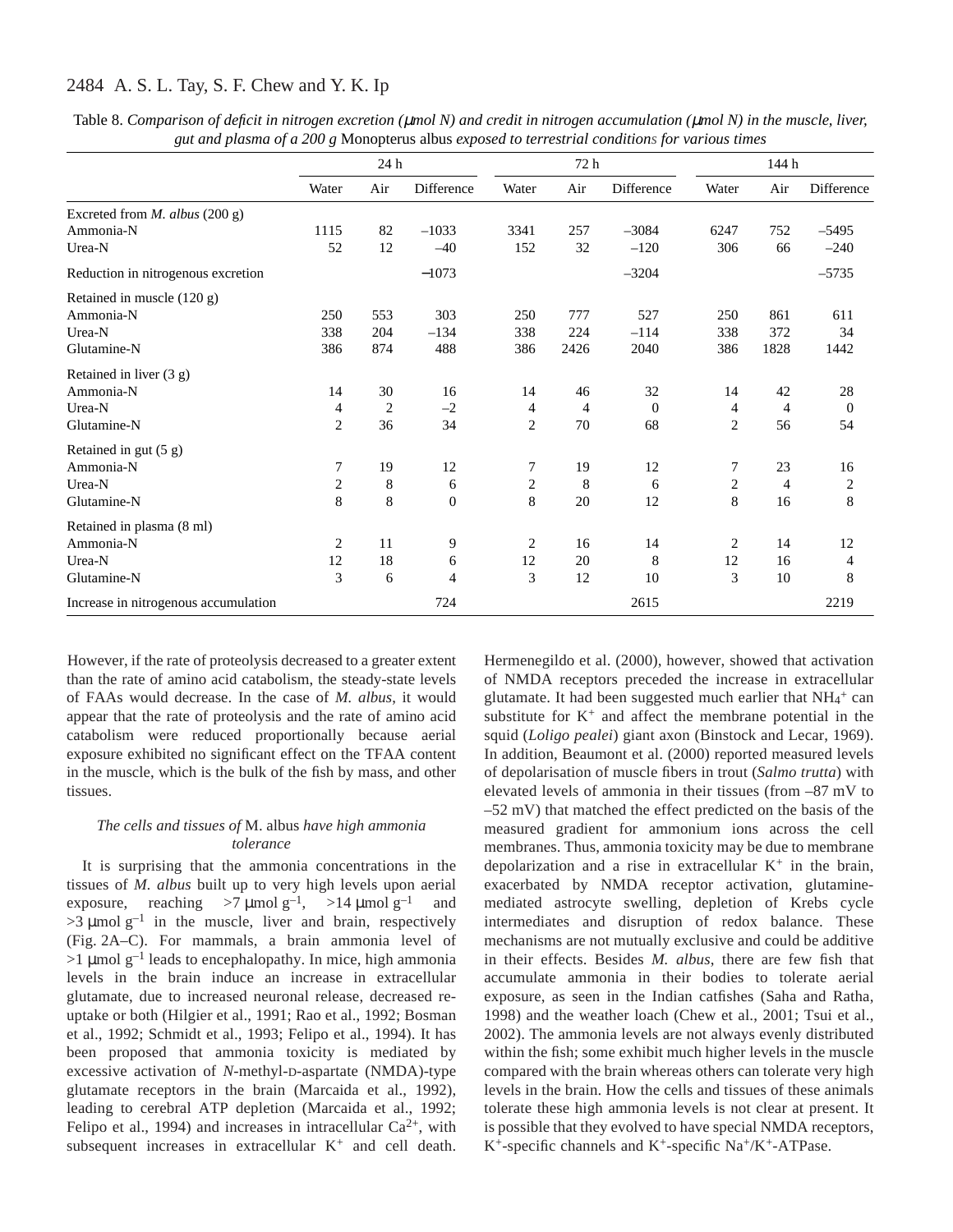Table 8. *Comparison of deficit in nitrogen excretion (μmol N) and credit in nitrogen accumulation (μmol N) in the muscle, liver, gut and plasma of a 200 g* Monopterus albus *exposed to terrestrial conditions for various times*

| | 24 h | | | 72 h | | | 144 h | | |
|---|---|---|---|---|---|---|---|---|---|
| | Water | Air | Difference | Water | Air | Difference | Water | Air | Difference |
| Excreted from *M. albus* (200 g) | | | | | | | | | |
| Ammonia-N | 1115 | 82 | –1033 | 3341 | 257 | –3084 | 6247 | 752 | –5495 |
| Urea-N | 52 | 12 | –40 | 152 | 32 | –120 | 306 | 66 | –240 |
| Reduction in nitrogenous excretion | | | –1073 | | | –3204 | | | –5735 |
| Retained in muscle (120 g) | | | | | | | | | |
| Ammonia-N | 250 | 553 | 303 | 250 | 777 | 527 | 250 | 861 | 611 |
| Urea-N | 338 | 204 | –134 | 338 | 224 | –114 | 338 | 372 | 34 |
| Glutamine-N | 386 | 874 | 488 | 386 | 2426 | 2040 | 386 | 1828 | 1442 |
| Retained in liver (3 g) | | | | | | | | | |
| Ammonia-N | 14 | 30 | 16 | 14 | 46 | 32 | 14 | 42 | 28 |
| Urea-N | 4 | 2 | –2 | 4 | 4 | 0 | 4 | 4 | 0 |
| Glutamine-N | 2 | 36 | 34 | 2 | 70 | 68 | 2 | 56 | 54 |
| Retained in gut (5 g) | | | | | | | | | |
| Ammonia-N | 7 | 19 | 12 | 7 | 19 | 12 | 7 | 23 | 16 |
| Urea-N | 2 | 8 | 6 | 2 | 8 | 6 | 2 | 4 | 2 |
| Glutamine-N | 8 | 8 | 0 | 8 | 20 | 12 | 8 | 16 | 8 |
| Retained in plasma (8 ml) | | | | | | | | | |
| Ammonia-N | 2 | 11 | 9 | 2 | 16 | 14 | 2 | 14 | 12 |
| Urea-N | 12 | 18 | 6 | 12 | 20 | 8 | 12 | 16 | 4 |
| Glutamine-N | 3 | 6 | 4 | 3 | 12 | 10 | 3 | 10 | 8 |
| Increase in nitrogenous accumulation | | | 724 | | | 2615 | | | 2219 |

However, if the rate of proteolysis decreased to a greater extent than the rate of amino acid catabolism, the steady-state levels of FAAs would decrease. In the case of *M. albus*, it would appear that the rate of proteolysis and the rate of amino acid catabolism were reduced proportionally because aerial exposure exhibited no significant effect on the TFAA content in the muscle, which is the bulk of the fish by mass, and other tissues.

### *The cells and tissues of* M. albus *have high ammonia tolerance*

It is surprising that the ammonia concentrations in the tissues of *M. albus* built up to very high levels upon aerial exposure, reaching >7 μmol $g^{-1}$, >14 μmol $g^{-1}$ and >3 μmol $g^{-1}$ in the muscle, liver and brain, respectively (Fig. 2A–C). For mammals, a brain ammonia level of >1 μmol $g^{-1}$ leads to encephalopathy. In mice, high ammonia levels in the brain induce an increase in extracellular glutamate, due to increased neuronal release, decreased re-uptake or both (Hilgier et al., 1991; Rao et al., 1992; Bosman et al., 1992; Schmidt et al., 1993; Felipo et al., 1994). It has been proposed that ammonia toxicity is mediated by excessive activation of *N*-methyl-D-aspartate (NMDA)-type glutamate receptors in the brain (Marcaida et al., 1992), leading to cerebral ATP depletion (Marcaida et al., 1992; Felipo et al., 1994) and increases in intracellular $Ca^{2+}$, with subsequent increases in extracellular $K^+$ and cell death. Hermenegildo et al. (2000), however, showed that activation of NMDA receptors preceded the increase in extracellular glutamate. It had been suggested much earlier that $NH_4^+$ can substitute for $K^+$ and affect the membrane potential in the squid (*Loligo pealei*) giant axon (Binstock and Lecar, 1969). In addition, Beaumont et al. (2000) reported measured levels of depolarisation of muscle fibers in trout (*Salmo trutta*) with elevated levels of ammonia in their tissues (from –87 mV to –52 mV) that matched the effect predicted on the basis of the measured gradient for ammonium ions across the cell membranes. Thus, ammonia toxicity may be due to membrane depolarization and a rise in extracellular $K^+$ in the brain, exacerbated by NMDA receptor activation, glutamine-mediated astrocyte swelling, depletion of Krebs cycle intermediates and disruption of redox balance. These mechanisms are not mutually exclusive and could be additive in their effects. Besides *M. albus*, there are few fish that accumulate ammonia in their bodies to tolerate aerial exposure, as seen in the Indian catfishes (Saha and Ratha, 1998) and the weather loach (Chew et al., 2001; Tsui et al., 2002). The ammonia levels are not always evenly distributed within the fish; some exhibit much higher levels in the muscle compared with the brain whereas others can tolerate very high levels in the brain. How the cells and tissues of these animals tolerate these high ammonia levels is not clear at present. It is possible that they evolved to have special NMDA receptors, $K^+$-specific channels and $K^+$-specific $Na^+/K^+$-ATPase.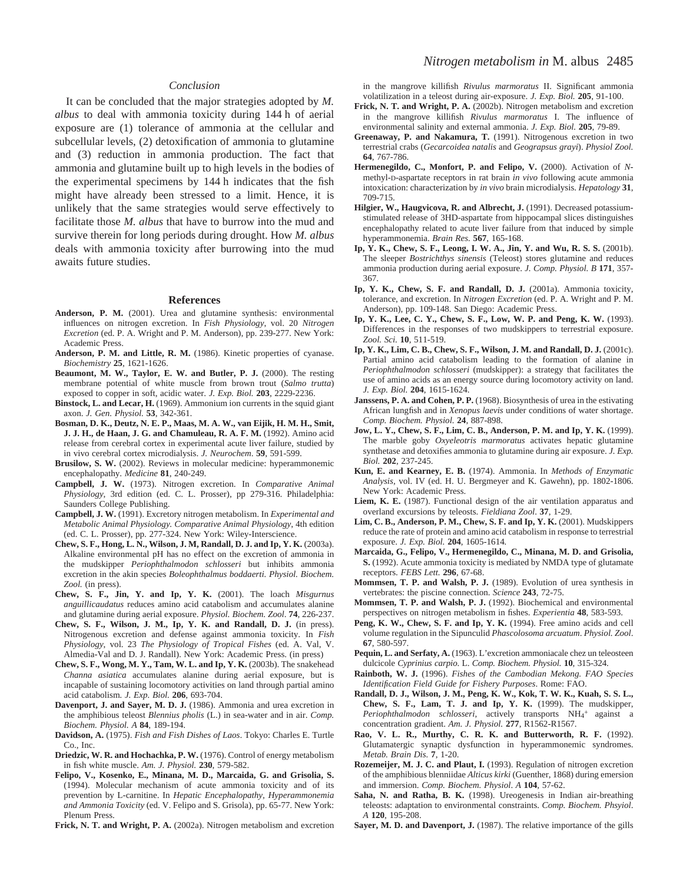### Conclusion

It can be concluded that the major strategies adopted by *M. albus* to deal with ammonia toxicity during 144 h of aerial exposure are (1) tolerance of ammonia at the cellular and subcellular levels, (2) detoxification of ammonia to glutamine and (3) reduction in ammonia production. The fact that ammonia and glutamine built up to high levels in the bodies of the experimental specimens by 144 h indicates that the fish might have already been stressed to a limit. Hence, it is unlikely that the same strategies would serve effectively to facilitate those *M. albus* that have to burrow into the mud and survive therein for long periods during drought. How *M. albus* deals with ammonia toxicity after burrowing into the mud awaits future studies.

### References

**Anderson, P. M.** (2001). Urea and glutamine synthesis: environmental influences on nitrogen excretion. In *Fish Physiology*, vol. 20 *Nitrogen Excretion* (ed. P. A. Wright and P. M. Anderson), pp. 239-277. New York: Academic Press.

**Anderson, P. M. and Little, R. M.** (1986). Kinetic properties of cyanase. *Biochemistry* **25**, 1621-1626.

**Beaumont, M. W., Taylor, E. W. and Butler, P. J.** (2000). The resting membrane potential of white muscle from brown trout (*Salmo trutta*) exposed to copper in soft, acidic water. *J. Exp. Biol.* **203**, 2229-2236.

**Binstock, L. and Lecar, H.** (1969). Ammonium ion currents in the squid giant axon. *J. Gen. Physiol.* **53**, 342-361.

**Bosman, D. K., Deutz, N. E. P., Maas, M. A. W., van Eijik, H. M. H., Smit, J. J. H., de Haan, J. G. and Chamuleau, R. A. F. M.** (1992). Amino acid release from cerebral cortex in experimental acute liver failure, studied by in vivo cerebral cortex microdialysis. *J. Neurochem*. **59**, 591-599.

**Brusilow, S. W.** (2002). Reviews in molecular medicine: hyperammonemic encephalopathy. *Medicine* **81**, 240-249.

**Campbell, J. W.** (1973). Nitrogen excretion. In *Comparative Animal Physiology*, 3rd edition (ed. C. L. Prosser), pp 279-316. Philadelphia: Saunders College Publishing.

**Campbell, J. W.** (1991). Excretory nitrogen metabolism. In *Experimental and Metabolic Animal Physiology. Comparative Animal Physiology*, 4th edition (ed. C. L. Prosser), pp. 277-324. New York: Wiley-Interscience.

**Chew, S. F., Hong, L. N., Wilson, J. M, Randall, D. J. and Ip, Y. K.** (2003a). Alkaline environmental pH has no effect on the excretion of ammonia in the mudskipper *Periophthalmodon schlosseri* but inhibits ammonia excretion in the akin species *Boleophthalmus boddaerti. Physiol. Biochem. Zool.* (in press).

**Chew, S. F., Jin, Y. and Ip, Y. K.** (2001). The loach *Misgurnus anguillicaudatus* reduces amino acid catabolism and accumulates alanine and glutamine during aerial exposure. *Physiol. Biochem. Zool*. **74**, 226-237.

**Chew, S. F., Wilson, J. M., Ip, Y. K. and Randall, D. J.** (in press). Nitrogenous excretion and defense against ammonia toxicity. In *Fish Physiology*, vol. 23 *The Physiology of Tropical Fishes* (ed. A. Val, V. Almedia-Val and D. J. Randall). New York: Academic Press. (in press)

**Chew, S. F., Wong, M. Y., Tam, W. L. and Ip, Y. K.** (2003b). The snakehead *Channa asiatica* accumulates alanine during aerial exposure, but is incapable of sustaining locomotory activities on land through partial amino acid catabolism. *J. Exp. Biol.* **206**, 693-704.

**Davenport, J. and Sayer, M. D. J.** (1986). Ammonia and urea excretion in the amphibious teleost *Blennius pholis* (L.) in sea-water and in air. *Comp. Biochem. Physiol. A* **84**, 189-194.

**Davidson, A.** (1975). *Fish and Fish Dishes of Laos*. Tokyo: Charles E. Turtle Co., Inc.

**Driedzic, W. R. and Hochachka, P. W.** (1976). Control of energy metabolism in fish white muscle. *Am. J. Physiol.* **230**, 579-582.

**Felipo, V., Kosenko, E., Minana, M. D., Marcaida, G. and Grisolia, S.** (1994). Molecular mechanism of acute ammonia toxicity and of its prevention by L-carnitine. In *Hepatic Encephalopathy, Hyperammonemia and Ammonia Toxicity* (ed. V. Felipo and S. Grisola), pp. 65-77. New York: Plenum Press.

**Frick, N. T. and Wright, P. A.** (2002a). Nitrogen metabolism and excretion in the mangrove killifish *Rivulus marmoratus* II. Significant ammonia volatilization in a teleost during air-exposure. *J. Exp. Biol.* **205**, 91-100.

**Frick, N. T. and Wright, P. A.** (2002b). Nitrogen metabolism and excretion in the mangrove killifish *Rivulus marmoratus* I. The influence of environmental salinity and external ammonia. *J. Exp. Biol.* **205**, 79-89.

**Greenaway, P. and Nakamura, T.** (1991). Nitrogenous excretion in two terrestrial crabs (*Gecarcoidea natalis* and *Geograpsus grayi*). *Physiol Zool.* **64**, 767-786.

**Hermenegildo, C., Monfort, P. and Felipo, V.** (2000). Activation of *N*-methyl-D-aspartate receptors in rat brain *in vivo* following acute ammonia intoxication: characterization by *in vivo* brain microdialysis. *Hepatology* **31**, 709-715.

**Hilgier, W., Haugvicova, R. and Albrecht, J.** (1991). Decreased potassium-stimulated release of 3HD-aspartate from hippocampal slices distinguishes encephalopathy related to acute liver failure from that induced by simple hyperammonemia. *Brain Res.* **567**, 165-168.

**Ip, Y. K., Chew, S. F., Leong, I. W. A., Jin, Y. and Wu, R. S. S.** (2001b). The sleeper *Bostrichthys sinensis* (Teleost) stores glutamine and reduces ammonia production during aerial exposure. *J. Comp. Physiol. B* **171**, 357-367.

**Ip, Y. K., Chew, S. F. and Randall, D. J.** (2001a). Ammonia toxicity, tolerance, and excretion. In *Nitrogen Excretion* (ed. P. A. Wright and P. M. Anderson), pp. 109-148. San Diego: Academic Press.

**Ip, Y. K., Lee, C. Y., Chew, S. F., Low, W. P. and Peng, K. W.** (1993). Differences in the responses of two mudskippers to terrestrial exposure. *Zool. Sci.* **10**, 511-519.

**Ip, Y. K., Lim, C. B., Chew, S. F., Wilson, J. M. and Randall, D. J.** (2001c). Partial amino acid catabolism leading to the formation of alanine in *Periophthalmodon schlosseri* (mudskipper): a strategy that facilitates the use of amino acids as an energy source during locomotory activity on land. *J. Exp. Biol.* **204**, 1615-1624.

**Janssens, P. A. and Cohen, P. P.** (1968). Biosynthesis of urea in the estivating African lungfish and in *Xenopus laevis* under conditions of water shortage. *Comp. Biochem. Physiol.* **24**, 887-898.

**Jow, L. Y., Chew, S. F., Lim, C. B., Anderson, P. M. and Ip, Y. K.** (1999). The marble goby *Oxyeleotris marmoratus* activates hepatic glutamine synthetase and detoxifies ammonia to glutamine during air exposure. *J. Exp. Biol.* **202**, 237-245.

**Kun, E. and Kearney, E. B.** (1974). Ammonia. In *Methods of Enzymatic Analysis*, vol. IV (ed. H. U. Bergmeyer and K. Gawehn), pp. 1802-1806. New York: Academic Press.

**Liem, K. E.** (1987). Functional design of the air ventilation apparatus and overland excursions by teleosts. *Fieldiana Zool*. **37**, 1-29.

**Lim, C. B., Anderson, P. M., Chew, S. F. and Ip, Y. K.** (2001). Mudskippers reduce the rate of protein and amino acid catabolism in response to terrestrial exposure. *J. Exp. Biol.* **204**, 1605-1614*.*

**Marcaida, G., Felipo, V., Hermenegildo, C., Minana, M. D. and Grisolia, S.** (1992). Acute ammonia toxicity is mediated by NMDA type of glutamate receptors. *FEBS Lett.* **296**, 67-68.

**Mommsen, T. P. and Walsh, P. J.** (1989). Evolution of urea synthesis in vertebrates: the piscine connection. *Science* **243**, 72-75.

**Mommsen, T. P. and Walsh, P. J.** (1992). Biochemical and environmental perspectives on nitrogen metabolism in fishes. *Experientia* **48**, 583-593.

**Peng, K. W., Chew, S. F. and Ip, Y. K.** (1994). Free amino acids and cell volume regulation in the Sipunculid *Phascolosoma arcuatum*. *Physiol. Zool*. **67**, 580-597.

**Pequin, L. and Serfaty, A.** (1963). L'excretion ammoniacale chez un teleosteen dulcicole *Cyprinius carpio.* L. *Comp. Biochem. Physiol.* **10**, 315-324.

**Rainboth, W. J.** (1996). *Fishes of the Cambodian Mekong. FAO Species Identification Field Guide for Fishery Purposes*. Rome: FAO.

**Randall, D. J., Wilson, J. M., Peng, K. W., Kok, T. W. K., Kuah, S. S. L., Chew, S. F., Lam, T. J. and Ip, Y. K.** (1999). The mudskipper, *Periophthalmodon schlosseri*, actively transports $NH_4^+$ against a concentration gradient. *Am. J. Physiol.* **277**, R1562-R1567.

**Rao, V. L. R., Murthy, C. R. K. and Butterworth, R. F.** (1992). Glutamatergic synaptic dysfunction in hyperammonemic syndromes. *Metab. Brain Dis.* **7**, 1-20.

**Rozemeijer, M. J. C. and Plaut, I.** (1993). Regulation of nitrogen excretion of the amphibious blenniidae *Alticus kirki* (Guenther, 1868) during emersion and immersion. *Comp. Biochem. Physiol*. *A* **104**, 57-62.

**Saha, N. and Ratha, B. K.** (1998). Ureogenesis in Indian air-breathing teleosts: adaptation to environmental constraints. *Comp. Biochem. Phsyiol*. *A* **120**, 195-208.

**Sayer, M. D. and Davenport, J.** (1987). The relative importance of the gills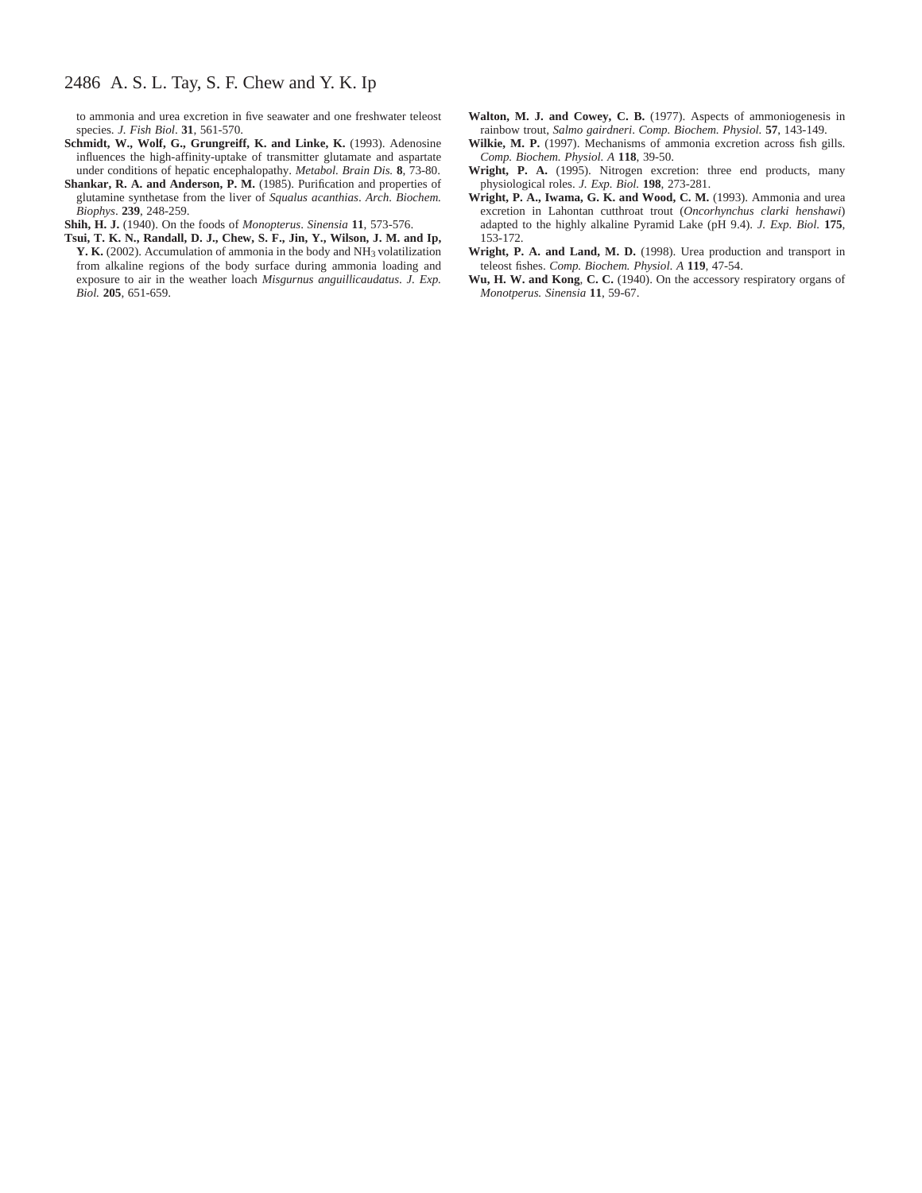to ammonia and urea excretion in five seawater and one freshwater teleost species. *J. Fish Biol*. **31**, 561-570.

**Schmidt, W., Wolf, G., Grungreiff, K. and Linke, K.** (1993). Adenosine influences the high-affinity-uptake of transmitter glutamate and aspartate under conditions of hepatic encephalopathy. *Metabol. Brain Dis.* **8**, 73-80.

**Shankar, R. A. and Anderson, P. M.** (1985). Purification and properties of glutamine synthetase from the liver of *Squalus acanthias*. *Arch. Biochem. Biophys*. **239**, 248-259.

**Shih, H. J.** (1940). On the foods of *Monopterus*. *Sinensia* **11**, 573-576.

**Tsui, T. K. N., Randall, D. J., Chew, S. F., Jin, Y., Wilson, J. M. and Ip, Y. K.** (2002). Accumulation of ammonia in the body and $NH_3$ volatilization from alkaline regions of the body surface during ammonia loading and exposure to air in the weather loach *Misgurnus anguillicaudatus*. *J. Exp. Biol.* **205**, 651-659.

**Walton, M. J. and Cowey, C. B.** (1977). Aspects of ammoniogenesis in rainbow trout, *Salmo gairdneri*. *Comp. Biochem. Physiol.* **57**, 143-149.

**Wilkie, M. P.** (1997). Mechanisms of ammonia excretion across fish gills. *Comp. Biochem. Physiol. A* **118**, 39-50.

**Wright, P. A.** (1995). Nitrogen excretion: three end products, many physiological roles. *J. Exp. Biol.* **198**, 273-281.

**Wright, P. A., Iwama, G. K. and Wood, C. M.** (1993). Ammonia and urea excretion in Lahontan cutthroat trout (*Oncorhynchus clarki henshawi*) adapted to the highly alkaline Pyramid Lake (pH 9.4). *J. Exp. Biol.* **175**, 153-172.

**Wright, P. A. and Land, M. D.** (1998). Urea production and transport in teleost fishes. *Comp. Biochem. Physiol. A* **119**, 47-54.

**Wu, H. W. and Kong**, **C. C.** (1940). On the accessory respiratory organs of *Monotperus. Sinensia* **11**, 59-67.